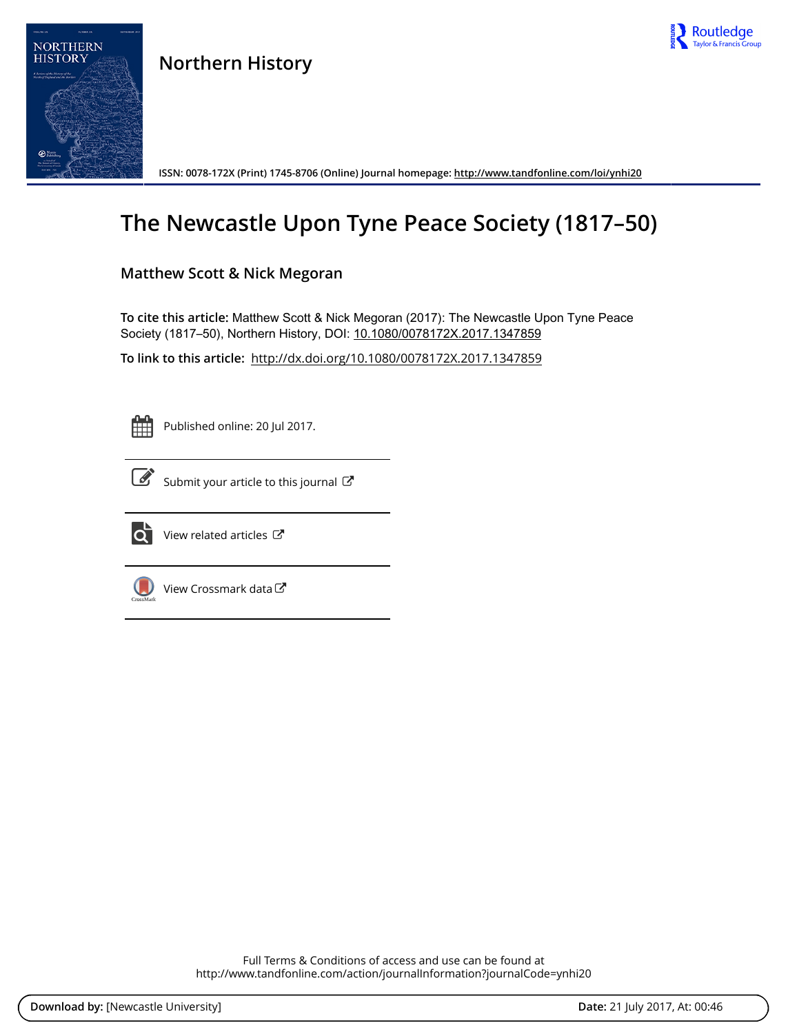Northern History

ISSN: 0078-172X (Print) 1745-8706 (Online) Journal homepage: http://www.tandfonline.com/loi/ynhi20

# The Newcastle Upon Tyne Peace Society (1817–50)

**Matthew Scott & Nick Megoran**

**To cite this article:** Matthew Scott & Nick Megoran (2017): The Newcastle Upon Tyne Peace Society (1817–50), Northern History, DOI: 10.1080/0078172X.2017.1347859

**To link to this article:** http://dx.doi.org/10.1080/0078172X.2017.1347859

Published online: 20 Jul 2017.

Submit your article to this journal

View related articles

View Crossmark data

Full Terms & Conditions of access and use can be found at
http://www.tandfonline.com/action/journalInformation?journalCode=ynhi20

**Download by:** [Newcastle University] **Date:** 21 July 2017, At: 00:46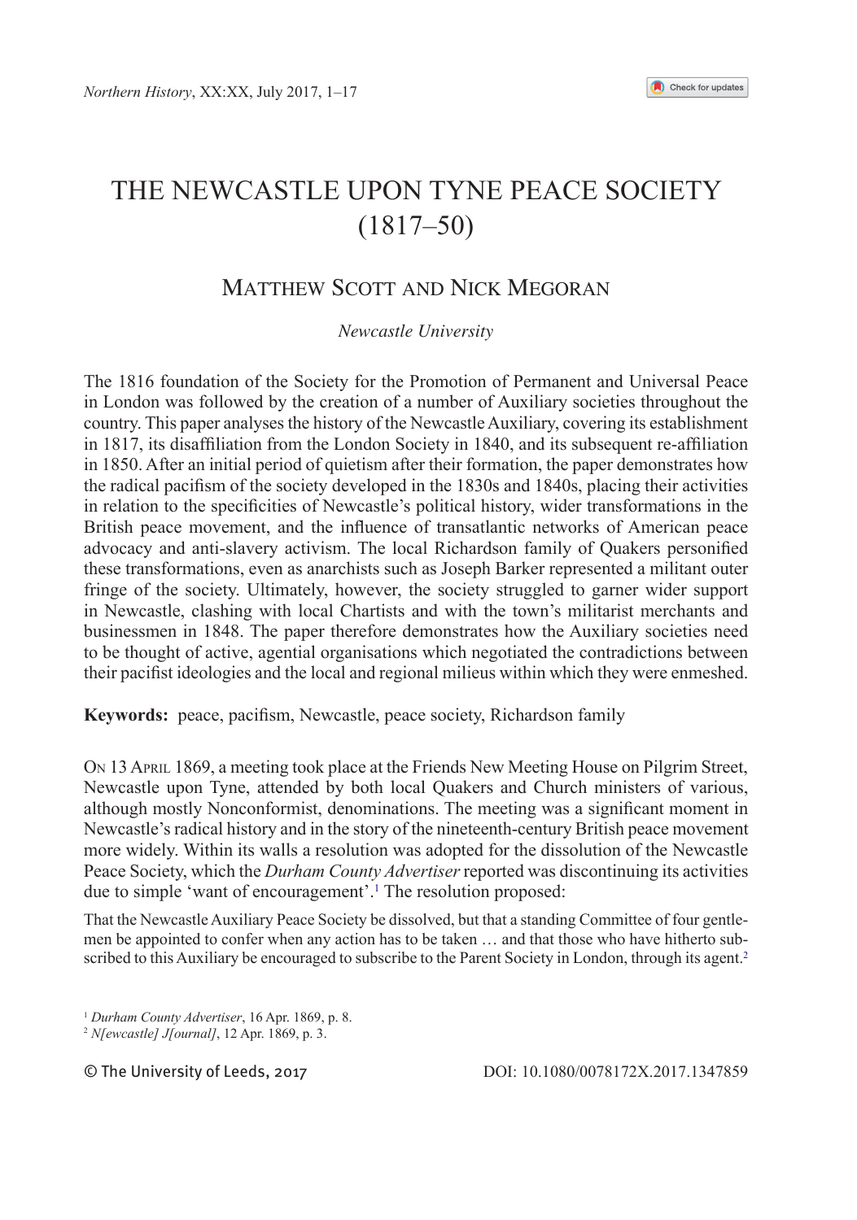# THE NEWCASTLE UPON TYNE PEACE SOCIETY (1817–50)

## Matthew Scott and Nick Megoran

*Newcastle University*

The 1816 foundation of the Society for the Promotion of Permanent and Universal Peace in London was followed by the creation of a number of Auxiliary societies throughout the country. This paper analyses the history of the Newcastle Auxiliary, covering its establishment in 1817, its disaffiliation from the London Society in 1840, and its subsequent re-affiliation in 1850. After an initial period of quietism after their formation, the paper demonstrates how the radical pacifism of the society developed in the 1830s and 1840s, placing their activities in relation to the specificities of Newcastle's political history, wider transformations in the British peace movement, and the influence of transatlantic networks of American peace advocacy and anti-slavery activism. The local Richardson family of Quakers personified these transformations, even as anarchists such as Joseph Barker represented a militant outer fringe of the society. Ultimately, however, the society struggled to garner wider support in Newcastle, clashing with local Chartists and with the town's militarist merchants and businessmen in 1848. The paper therefore demonstrates how the Auxiliary societies need to be thought of active, agential organisations which negotiated the contradictions between their pacifist ideologies and the local and regional milieus within which they were enmeshed.

**Keywords:** peace, pacifism, Newcastle, peace society, Richardson family

On 13 April 1869, a meeting took place at the Friends New Meeting House on Pilgrim Street, Newcastle upon Tyne, attended by both local Quakers and Church ministers of various, although mostly Nonconformist, denominations. The meeting was a significant moment in Newcastle's radical history and in the story of the nineteenth-century British peace movement more widely. Within its walls a resolution was adopted for the dissolution of the Newcastle Peace Society, which the *Durham County Advertiser* reported was discontinuing its activities due to simple 'want of encouragement'.[1] The resolution proposed:

> That the Newcastle Auxiliary Peace Society be dissolved, but that a standing Committee of four gentlemen be appointed to confer when any action has to be taken … and that those who have hitherto subscribed to this Auxiliary be encouraged to subscribe to the Parent Society in London, through its agent.[2]

---

[1] *Durham County Advertiser*, 16 Apr. 1869, p. 8.

[2] *N[ewcastle] J[ournal]*, 12 Apr. 1869, p. 3.

© The University of Leeds, 2017 DOI: 10.1080/0078172X.2017.1347859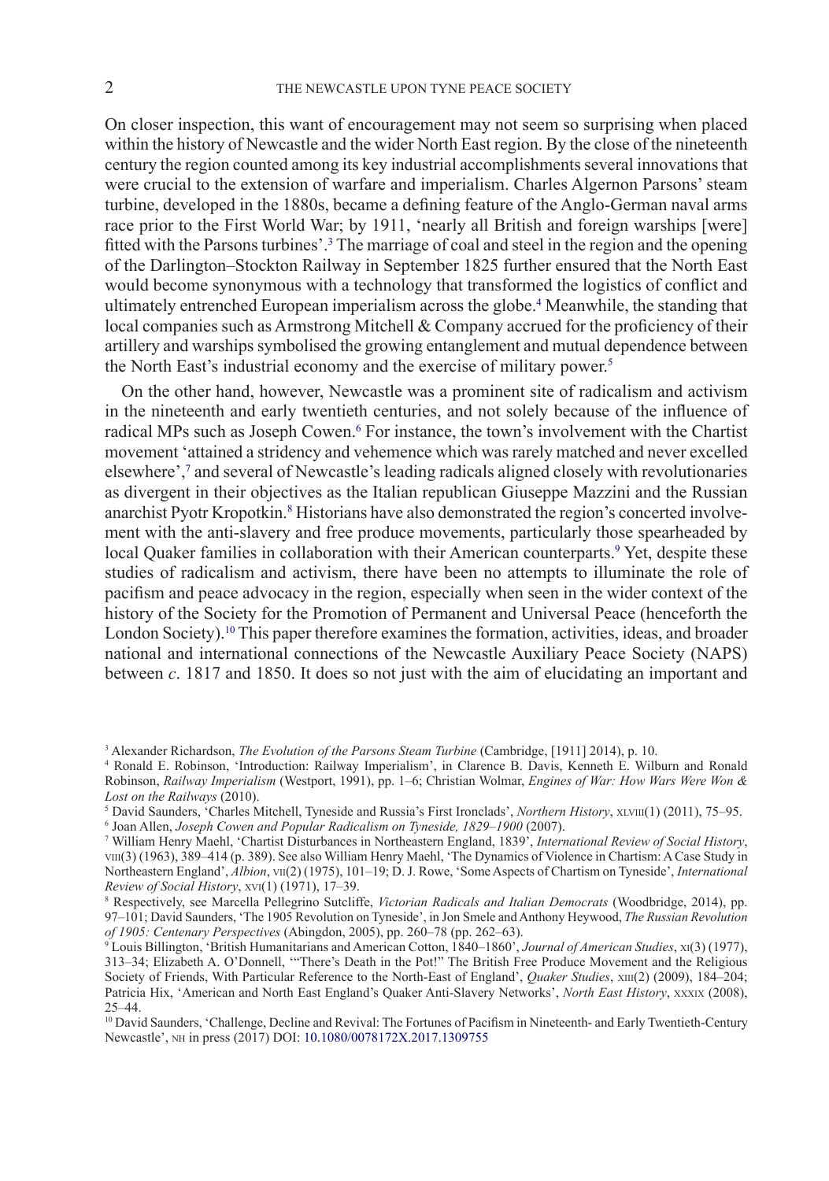On closer inspection, this want of encouragement may not seem so surprising when placed within the history of Newcastle and the wider North East region. By the close of the nineteenth century the region counted among its key industrial accomplishments several innovations that were crucial to the extension of warfare and imperialism. Charles Algernon Parsons' steam turbine, developed in the 1880s, became a defining feature of the Anglo-German naval arms race prior to the First World War; by 1911, 'nearly all British and foreign warships [were] fitted with the Parsons turbines'.[3] The marriage of coal and steel in the region and the opening of the Darlington–Stockton Railway in September 1825 further ensured that the North East would become synonymous with a technology that transformed the logistics of conflict and ultimately entrenched European imperialism across the globe.[4] Meanwhile, the standing that local companies such as Armstrong Mitchell & Company accrued for the proficiency of their artillery and warships symbolised the growing entanglement and mutual dependence between the North East's industrial economy and the exercise of military power.[5]

On the other hand, however, Newcastle was a prominent site of radicalism and activism in the nineteenth and early twentieth centuries, and not solely because of the influence of radical MPs such as Joseph Cowen.[6] For instance, the town's involvement with the Chartist movement 'attained a stridency and vehemence which was rarely matched and never excelled elsewhere',[7] and several of Newcastle's leading radicals aligned closely with revolutionaries as divergent in their objectives as the Italian republican Giuseppe Mazzini and the Russian anarchist Pyotr Kropotkin.[8] Historians have also demonstrated the region's concerted involvement with the anti-slavery and free produce movements, particularly those spearheaded by local Quaker families in collaboration with their American counterparts.[9] Yet, despite these studies of radicalism and activism, there have been no attempts to illuminate the role of pacifism and peace advocacy in the region, especially when seen in the wider context of the history of the Society for the Promotion of Permanent and Universal Peace (henceforth the London Society).[10] This paper therefore examines the formation, activities, ideas, and broader national and international connections of the Newcastle Auxiliary Peace Society (NAPS) between *c*. 1817 and 1850. It does so not just with the aim of elucidating an important and

---

[3] Alexander Richardson, *The Evolution of the Parsons Steam Turbine* (Cambridge, [1911] 2014), p. 10.

[4] Ronald E. Robinson, 'Introduction: Railway Imperialism', in Clarence B. Davis, Kenneth E. Wilburn and Ronald Robinson, *Railway Imperialism* (Westport, 1991), pp. 1–6; Christian Wolmar, *Engines of War: How Wars Were Won & Lost on the Railways* (2010).

[5] David Saunders, 'Charles Mitchell, Tyneside and Russia's First Ironclads', *Northern History*, XLVIII(1) (2011), 75–95.

[6] Joan Allen, *Joseph Cowen and Popular Radicalism on Tyneside, 1829–1900* (2007).

[7] William Henry Maehl, 'Chartist Disturbances in Northeastern England, 1839', *International Review of Social History*, VIII(3) (1963), 389–414 (p. 389). See also William Henry Maehl, 'The Dynamics of Violence in Chartism: A Case Study in Northeastern England', *Albion*, VII(2) (1975), 101–19; D. J. Rowe, 'Some Aspects of Chartism on Tyneside', *International Review of Social History*, XVI(1) (1971), 17–39.

[8] Respectively, see Marcella Pellegrino Sutcliffe, *Victorian Radicals and Italian Democrats* (Woodbridge, 2014), pp. 97–101; David Saunders, 'The 1905 Revolution on Tyneside', in Jon Smele and Anthony Heywood, *The Russian Revolution of 1905: Centenary Perspectives* (Abingdon, 2005), pp. 260–78 (pp. 262–63).

[9] Louis Billington, 'British Humanitarians and American Cotton, 1840–1860', *Journal of American Studies*, XI(3) (1977), 313–34; Elizabeth A. O'Donnell, '"There's Death in the Pot!" The British Free Produce Movement and the Religious Society of Friends, With Particular Reference to the North-East of England', *Quaker Studies*, XIII(2) (2009), 184–204; Patricia Hix, 'American and North East England's Quaker Anti-Slavery Networks', *North East History*, XXXIX (2008), 25–44.

[10] David Saunders, 'Challenge, Decline and Revival: The Fortunes of Pacifism in Nineteenth- and Early Twentieth-Century Newcastle', NH in press (2017) DOI: 10.1080/0078172X.2017.1309755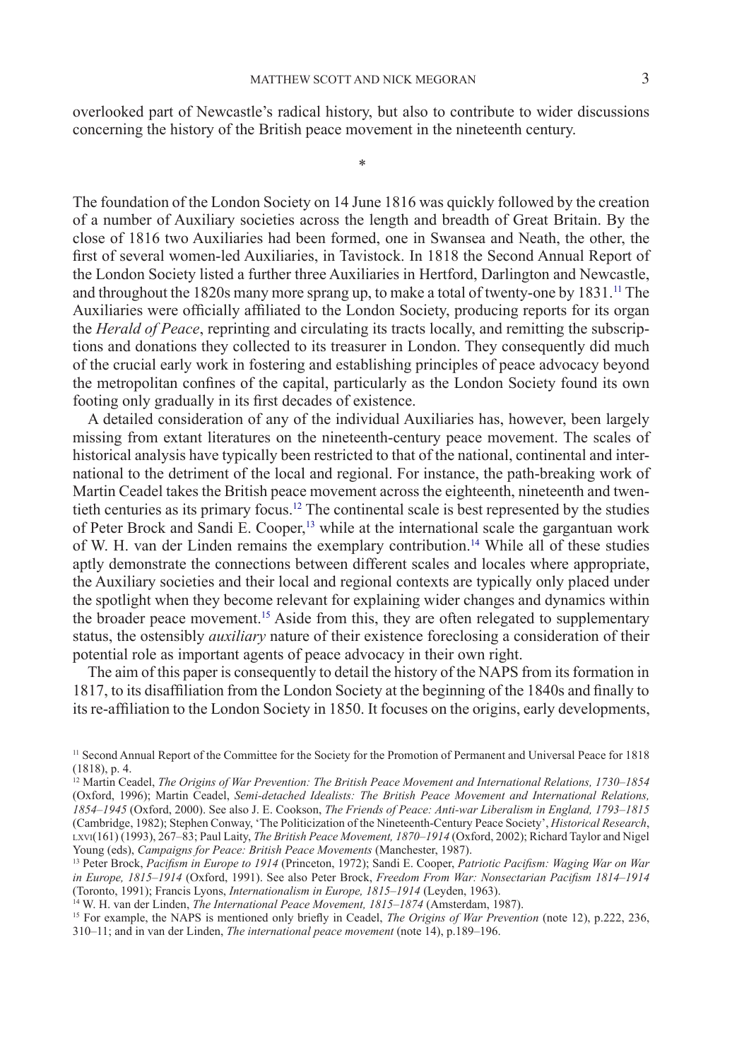overlooked part of Newcastle's radical history, but also to contribute to wider discussions concerning the history of the British peace movement in the nineteenth century.

*

The foundation of the London Society on 14 June 1816 was quickly followed by the creation of a number of Auxiliary societies across the length and breadth of Great Britain. By the close of 1816 two Auxiliaries had been formed, one in Swansea and Neath, the other, the first of several women-led Auxiliaries, in Tavistock. In 1818 the Second Annual Report of the London Society listed a further three Auxiliaries in Hertford, Darlington and Newcastle, and throughout the 1820s many more sprang up, to make a total of twenty-one by 1831.[11] The Auxiliaries were officially affiliated to the London Society, producing reports for its organ the *Herald of Peace*, reprinting and circulating its tracts locally, and remitting the subscriptions and donations they collected to its treasurer in London. They consequently did much of the crucial early work in fostering and establishing principles of peace advocacy beyond the metropolitan confines of the capital, particularly as the London Society found its own footing only gradually in its first decades of existence.

A detailed consideration of any of the individual Auxiliaries has, however, been largely missing from extant literatures on the nineteenth-century peace movement. The scales of historical analysis have typically been restricted to that of the national, continental and international to the detriment of the local and regional. For instance, the path-breaking work of Martin Ceadel takes the British peace movement across the eighteenth, nineteenth and twentieth centuries as its primary focus.[12] The continental scale is best represented by the studies of Peter Brock and Sandi E. Cooper,[13] while at the international scale the gargantuan work of W. H. van der Linden remains the exemplary contribution.[14] While all of these studies aptly demonstrate the connections between different scales and locales where appropriate, the Auxiliary societies and their local and regional contexts are typically only placed under the spotlight when they become relevant for explaining wider changes and dynamics within the broader peace movement.[15] Aside from this, they are often relegated to supplementary status, the ostensibly *auxiliary* nature of their existence foreclosing a consideration of their potential role as important agents of peace advocacy in their own right.

The aim of this paper is consequently to detail the history of the NAPS from its formation in 1817, to its disaffiliation from the London Society at the beginning of the 1840s and finally to its re-affiliation to the London Society in 1850. It focuses on the origins, early developments,

[11] Second Annual Report of the Committee for the Society for the Promotion of Permanent and Universal Peace for 1818 (1818), p. 4.

[12] Martin Ceadel, *The Origins of War Prevention: The British Peace Movement and International Relations, 1730–1854* (Oxford, 1996); Martin Ceadel, *Semi-detached Idealists: The British Peace Movement and International Relations, 1854–1945* (Oxford, 2000). See also J. E. Cookson, *The Friends of Peace: Anti-war Liberalism in England, 1793–1815* (Cambridge, 1982); Stephen Conway, 'The Politicization of the Nineteenth-Century Peace Society', *Historical Research*, LXVI(161) (1993), 267–83; Paul Laity, *The British Peace Movement, 1870–1914* (Oxford, 2002); Richard Taylor and Nigel Young (eds), *Campaigns for Peace: British Peace Movements* (Manchester, 1987).

[13] Peter Brock, *Pacifism in Europe to 1914* (Princeton, 1972); Sandi E. Cooper, *Patriotic Pacifism: Waging War on War in Europe, 1815–1914* (Oxford, 1991). See also Peter Brock, *Freedom From War: Nonsectarian Pacifism 1814–1914* (Toronto, 1991); Francis Lyons, *Internationalism in Europe, 1815–1914* (Leyden, 1963).

[14] W. H. van der Linden, *The International Peace Movement, 1815–1874* (Amsterdam, 1987).

[15] For example, the NAPS is mentioned only briefly in Ceadel, *The Origins of War Prevention* (note 12), p.222, 236, 310–11; and in van der Linden, *The international peace movement* (note 14), p.189–196.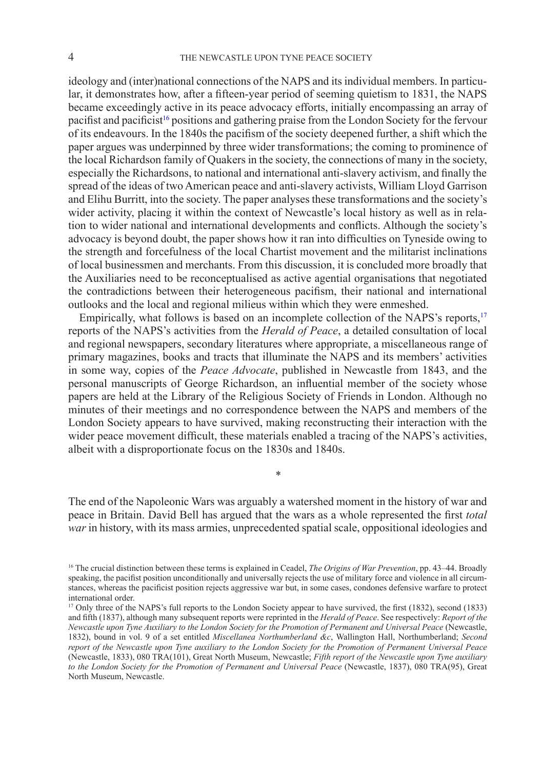ideology and (inter)national connections of the NAPS and its individual members. In particular, it demonstrates how, after a fifteen-year period of seeming quietism to 1831, the NAPS became exceedingly active in its peace advocacy efforts, initially encompassing an array of pacifist and pacificist[16] positions and gathering praise from the London Society for the fervour of its endeavours. In the 1840s the pacifism of the society deepened further, a shift which the paper argues was underpinned by three wider transformations; the coming to prominence of the local Richardson family of Quakers in the society, the connections of many in the society, especially the Richardsons, to national and international anti-slavery activism, and finally the spread of the ideas of two American peace and anti-slavery activists, William Lloyd Garrison and Elihu Burritt, into the society. The paper analyses these transformations and the society's wider activity, placing it within the context of Newcastle's local history as well as in relation to wider national and international developments and conflicts. Although the society's advocacy is beyond doubt, the paper shows how it ran into difficulties on Tyneside owing to the strength and forcefulness of the local Chartist movement and the militarist inclinations of local businessmen and merchants. From this discussion, it is concluded more broadly that the Auxiliaries need to be reconceptualised as active agential organisations that negotiated the contradictions between their heterogeneous pacifism, their national and international outlooks and the local and regional milieus within which they were enmeshed.

Empirically, what follows is based on an incomplete collection of the NAPS's reports,[17] reports of the NAPS's activities from the *Herald of Peace*, a detailed consultation of local and regional newspapers, secondary literatures where appropriate, a miscellaneous range of primary magazines, books and tracts that illuminate the NAPS and its members' activities in some way, copies of the *Peace Advocate*, published in Newcastle from 1843, and the personal manuscripts of George Richardson, an influential member of the society whose papers are held at the Library of the Religious Society of Friends in London. Although no minutes of their meetings and no correspondence between the NAPS and members of the London Society appears to have survived, making reconstructing their interaction with the wider peace movement difficult, these materials enabled a tracing of the NAPS's activities, albeit with a disproportionate focus on the 1830s and 1840s.

*

The end of the Napoleonic Wars was arguably a watershed moment in the history of war and peace in Britain. David Bell has argued that the wars as a whole represented the first *total war* in history, with its mass armies, unprecedented spatial scale, oppositional ideologies and

[16] The crucial distinction between these terms is explained in Ceadel, *The Origins of War Prevention*, pp. 43–44. Broadly speaking, the pacifist position unconditionally and universally rejects the use of military force and violence in all circumstances, whereas the pacificist position rejects aggressive war but, in some cases, condones defensive warfare to protect international order.

[17] Only three of the NAPS's full reports to the London Society appear to have survived, the first (1832), second (1833) and fifth (1837), although many subsequent reports were reprinted in the *Herald of Peace*. See respectively: *Report of the Newcastle upon Tyne Auxiliary to the London Society for the Promotion of Permanent and Universal Peace* (Newcastle, 1832), bound in vol. 9 of a set entitled *Miscellanea Northumberland &c*, Wallington Hall, Northumberland; *Second report of the Newcastle upon Tyne auxiliary to the London Society for the Promotion of Permanent Universal Peace* (Newcastle, 1833), 080 TRA(101), Great North Museum, Newcastle; *Fifth report of the Newcastle upon Tyne auxiliary to the London Society for the Promotion of Permanent and Universal Peace* (Newcastle, 1837), 080 TRA(95), Great North Museum, Newcastle.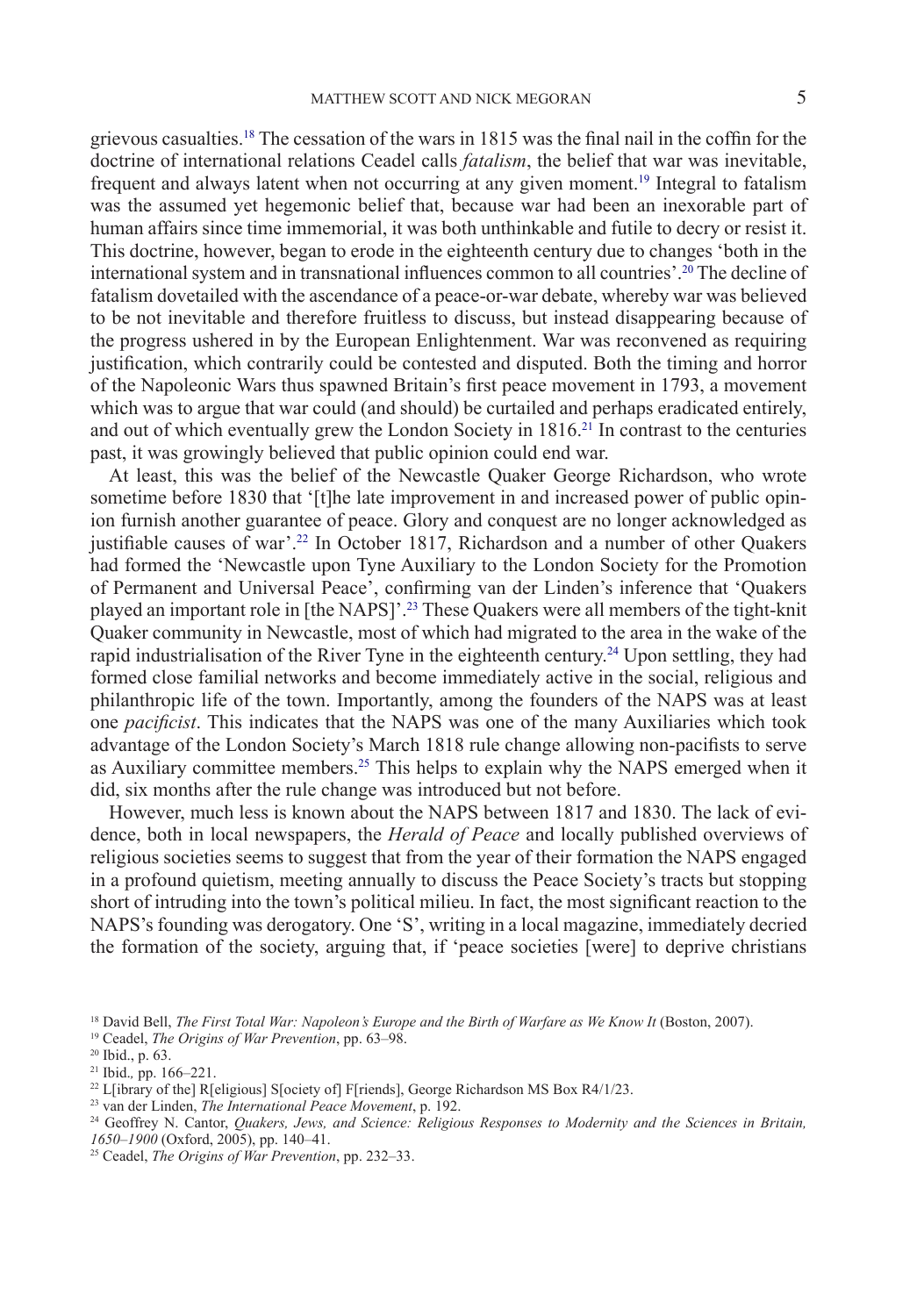grievous casualties.[18] The cessation of the wars in 1815 was the final nail in the coffin for the doctrine of international relations Ceadel calls *fatalism*, the belief that war was inevitable, frequent and always latent when not occurring at any given moment.[19] Integral to fatalism was the assumed yet hegemonic belief that, because war had been an inexorable part of human affairs since time immemorial, it was both unthinkable and futile to decry or resist it. This doctrine, however, began to erode in the eighteenth century due to changes 'both in the international system and in transnational influences common to all countries'.[20] The decline of fatalism dovetailed with the ascendance of a peace-or-war debate, whereby war was believed to be not inevitable and therefore fruitless to discuss, but instead disappearing because of the progress ushered in by the European Enlightenment. War was reconvened as requiring justification, which contrarily could be contested and disputed. Both the timing and horror of the Napoleonic Wars thus spawned Britain's first peace movement in 1793, a movement which was to argue that war could (and should) be curtailed and perhaps eradicated entirely, and out of which eventually grew the London Society in 1816.[21] In contrast to the centuries past, it was growingly believed that public opinion could end war.

At least, this was the belief of the Newcastle Quaker George Richardson, who wrote sometime before 1830 that '[t]he late improvement in and increased power of public opinion furnish another guarantee of peace. Glory and conquest are no longer acknowledged as justifiable causes of war'.[22] In October 1817, Richardson and a number of other Quakers had formed the 'Newcastle upon Tyne Auxiliary to the London Society for the Promotion of Permanent and Universal Peace', confirming van der Linden's inference that 'Quakers played an important role in [the NAPS]'.[23] These Quakers were all members of the tight-knit Quaker community in Newcastle, most of which had migrated to the area in the wake of the rapid industrialisation of the River Tyne in the eighteenth century.[24] Upon settling, they had formed close familial networks and become immediately active in the social, religious and philanthropic life of the town. Importantly, among the founders of the NAPS was at least one *pacificist*. This indicates that the NAPS was one of the many Auxiliaries which took advantage of the London Society's March 1818 rule change allowing non-pacifists to serve as Auxiliary committee members.[25] This helps to explain why the NAPS emerged when it did, six months after the rule change was introduced but not before.

However, much less is known about the NAPS between 1817 and 1830. The lack of evidence, both in local newspapers, the *Herald of Peace* and locally published overviews of religious societies seems to suggest that from the year of their formation the NAPS engaged in a profound quietism, meeting annually to discuss the Peace Society's tracts but stopping short of intruding into the town's political milieu. In fact, the most significant reaction to the NAPS's founding was derogatory. One 'S', writing in a local magazine, immediately decried the formation of the society, arguing that, if 'peace societies [were] to deprive christians

[18] David Bell, *The First Total War: Napoleon's Europe and the Birth of Warfare as We Know It* (Boston, 2007).

[19] Ceadel, *The Origins of War Prevention*, pp. 63–98.

[20] Ibid., p. 63.

[21] Ibid*.*, pp. 166–221.

[22] L[ibrary of the] R[eligious] S[ociety of] F[riends], George Richardson MS Box R4/1/23.

[23] van der Linden, *The International Peace Movement*, p. 192.

[24] Geoffrey N. Cantor, *Quakers, Jews, and Science: Religious Responses to Modernity and the Sciences in Britain, 1650–1900* (Oxford, 2005), pp. 140–41.

[25] Ceadel, *The Origins of War Prevention*, pp. 232–33.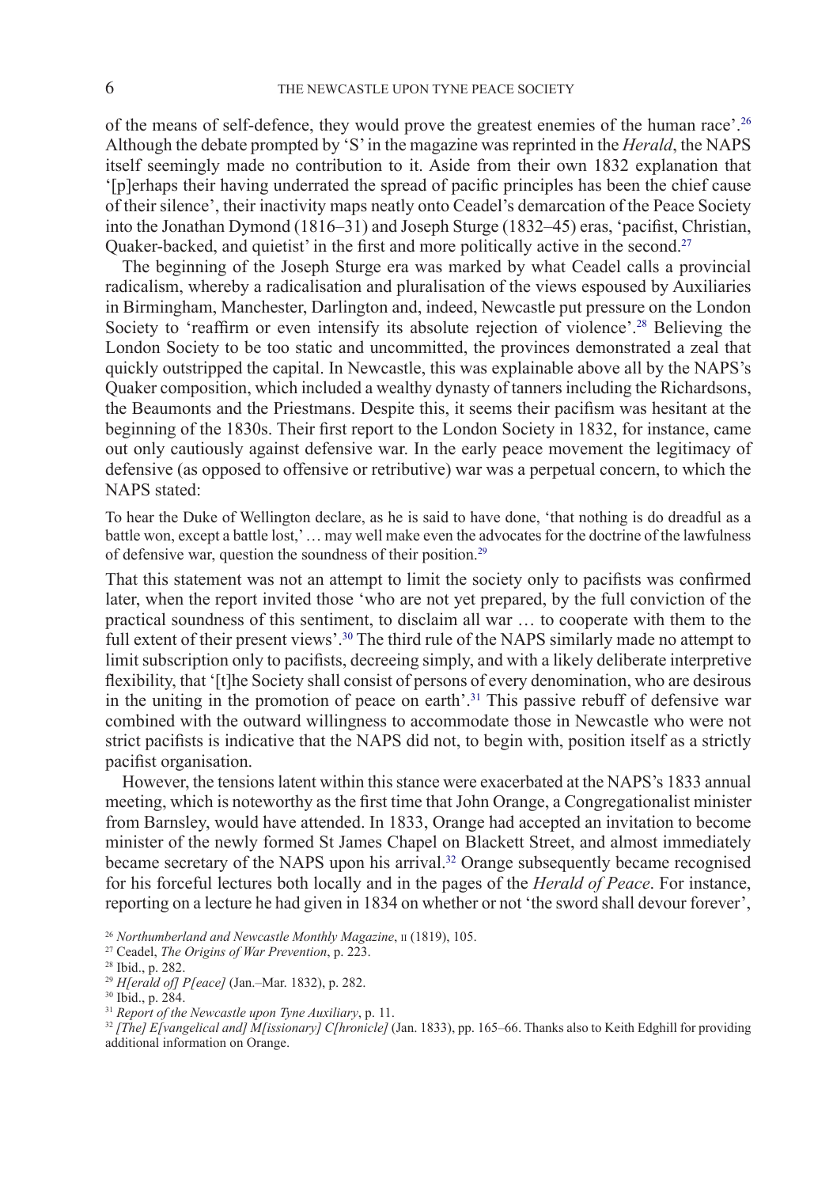of the means of self-defence, they would prove the greatest enemies of the human race'.[26] Although the debate prompted by 'S' in the magazine was reprinted in the *Herald*, the NAPS itself seemingly made no contribution to it. Aside from their own 1832 explanation that '[p]erhaps their having underrated the spread of pacific principles has been the chief cause of their silence', their inactivity maps neatly onto Ceadel's demarcation of the Peace Society into the Jonathan Dymond (1816–31) and Joseph Sturge (1832–45) eras, 'pacifist, Christian, Quaker-backed, and quietist' in the first and more politically active in the second.[27]

The beginning of the Joseph Sturge era was marked by what Ceadel calls a provincial radicalism, whereby a radicalisation and pluralisation of the views espoused by Auxiliaries in Birmingham, Manchester, Darlington and, indeed, Newcastle put pressure on the London Society to 'reaffirm or even intensify its absolute rejection of violence'.[28] Believing the London Society to be too static and uncommitted, the provinces demonstrated a zeal that quickly outstripped the capital. In Newcastle, this was explainable above all by the NAPS's Quaker composition, which included a wealthy dynasty of tanners including the Richardsons, the Beaumonts and the Priestmans. Despite this, it seems their pacifism was hesitant at the beginning of the 1830s. Their first report to the London Society in 1832, for instance, came out only cautiously against defensive war. In the early peace movement the legitimacy of defensive (as opposed to offensive or retributive) war was a perpetual concern, to which the NAPS stated:

> To hear the Duke of Wellington declare, as he is said to have done, 'that nothing is do dreadful as a battle won, except a battle lost,' … may well make even the advocates for the doctrine of the lawfulness of defensive war, question the soundness of their position.[29]

That this statement was not an attempt to limit the society only to pacifists was confirmed later, when the report invited those 'who are not yet prepared, by the full conviction of the practical soundness of this sentiment, to disclaim all war … to cooperate with them to the full extent of their present views'.[30] The third rule of the NAPS similarly made no attempt to limit subscription only to pacifists, decreeing simply, and with a likely deliberate interpretive flexibility, that '[t]he Society shall consist of persons of every denomination, who are desirous in the uniting in the promotion of peace on earth'.[31] This passive rebuff of defensive war combined with the outward willingness to accommodate those in Newcastle who were not strict pacifists is indicative that the NAPS did not, to begin with, position itself as a strictly pacifist organisation.

However, the tensions latent within this stance were exacerbated at the NAPS's 1833 annual meeting, which is noteworthy as the first time that John Orange, a Congregationalist minister from Barnsley, would have attended. In 1833, Orange had accepted an invitation to become minister of the newly formed St James Chapel on Blackett Street, and almost immediately became secretary of the NAPS upon his arrival.[32] Orange subsequently became recognised for his forceful lectures both locally and in the pages of the *Herald of Peace*. For instance, reporting on a lecture he had given in 1834 on whether or not 'the sword shall devour forever',

[26] *Northumberland and Newcastle Monthly Magazine*, II (1819), 105.

[27] Ceadel, *The Origins of War Prevention*, p. 223.

[28] Ibid., p. 282.

[29] *H[erald of] P[eace]* (Jan.–Mar. 1832), p. 282.

[30] Ibid., p. 284.

[31] *Report of the Newcastle upon Tyne Auxiliary*, p. 11.

[32] *[The] E[vangelical and] M[issionary] C[hronicle]* (Jan. 1833), pp. 165–66. Thanks also to Keith Edghill for providing additional information on Orange.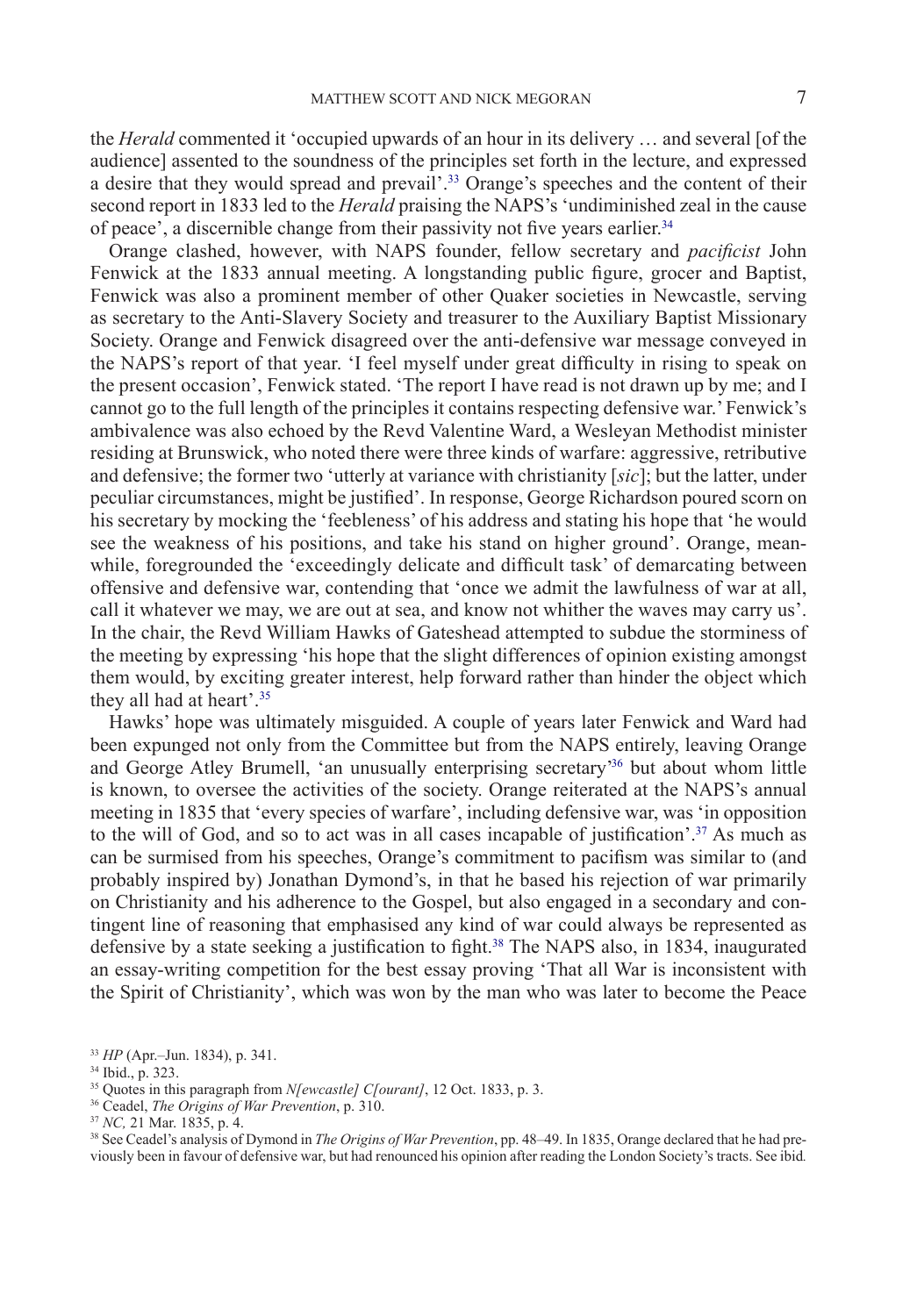the *Herald* commented it 'occupied upwards of an hour in its delivery … and several [of the audience] assented to the soundness of the principles set forth in the lecture, and expressed a desire that they would spread and prevail'.[33] Orange's speeches and the content of their second report in 1833 led to the *Herald* praising the NAPS's 'undiminished zeal in the cause of peace', a discernible change from their passivity not five years earlier.[34]

Orange clashed, however, with NAPS founder, fellow secretary and *pacificist* John Fenwick at the 1833 annual meeting. A longstanding public figure, grocer and Baptist, Fenwick was also a prominent member of other Quaker societies in Newcastle, serving as secretary to the Anti-Slavery Society and treasurer to the Auxiliary Baptist Missionary Society. Orange and Fenwick disagreed over the anti-defensive war message conveyed in the NAPS's report of that year. 'I feel myself under great difficulty in rising to speak on the present occasion', Fenwick stated. 'The report I have read is not drawn up by me; and I cannot go to the full length of the principles it contains respecting defensive war.' Fenwick's ambivalence was also echoed by the Revd Valentine Ward, a Wesleyan Methodist minister residing at Brunswick, who noted there were three kinds of warfare: aggressive, retributive and defensive; the former two 'utterly at variance with christianity [*sic*]; but the latter, under peculiar circumstances, might be justified'. In response, George Richardson poured scorn on his secretary by mocking the 'feebleness' of his address and stating his hope that 'he would see the weakness of his positions, and take his stand on higher ground'. Orange, meanwhile, foregrounded the 'exceedingly delicate and difficult task' of demarcating between offensive and defensive war, contending that 'once we admit the lawfulness of war at all, call it whatever we may, we are out at sea, and know not whither the waves may carry us'. In the chair, the Revd William Hawks of Gateshead attempted to subdue the storminess of the meeting by expressing 'his hope that the slight differences of opinion existing amongst them would, by exciting greater interest, help forward rather than hinder the object which they all had at heart'.[35]

Hawks' hope was ultimately misguided. A couple of years later Fenwick and Ward had been expunged not only from the Committee but from the NAPS entirely, leaving Orange and George Atley Brumell, 'an unusually enterprising secretary'[36] but about whom little is known, to oversee the activities of the society. Orange reiterated at the NAPS's annual meeting in 1835 that 'every species of warfare', including defensive war, was 'in opposition to the will of God, and so to act was in all cases incapable of justification'.[37] As much as can be surmised from his speeches, Orange's commitment to pacifism was similar to (and probably inspired by) Jonathan Dymond's, in that he based his rejection of war primarily on Christianity and his adherence to the Gospel, but also engaged in a secondary and contingent line of reasoning that emphasised any kind of war could always be represented as defensive by a state seeking a justification to fight.[38] The NAPS also, in 1834, inaugurated an essay-writing competition for the best essay proving 'That all War is inconsistent with the Spirit of Christianity', which was won by the man who was later to become the Peace

[33] *HP* (Apr.–Jun. 1834), p. 341.

[34] Ibid., p. 323.

[35] Quotes in this paragraph from *N[ewcastle] C[ourant]*, 12 Oct. 1833, p. 3.

[36] Ceadel, *The Origins of War Prevention*, p. 310.

[37] *NC,* 21 Mar. 1835, p. 4.

[38] See Ceadel's analysis of Dymond in *The Origins of War Prevention*, pp. 48–49. In 1835, Orange declared that he had previously been in favour of defensive war, but had renounced his opinion after reading the London Society's tracts. See ibid*.*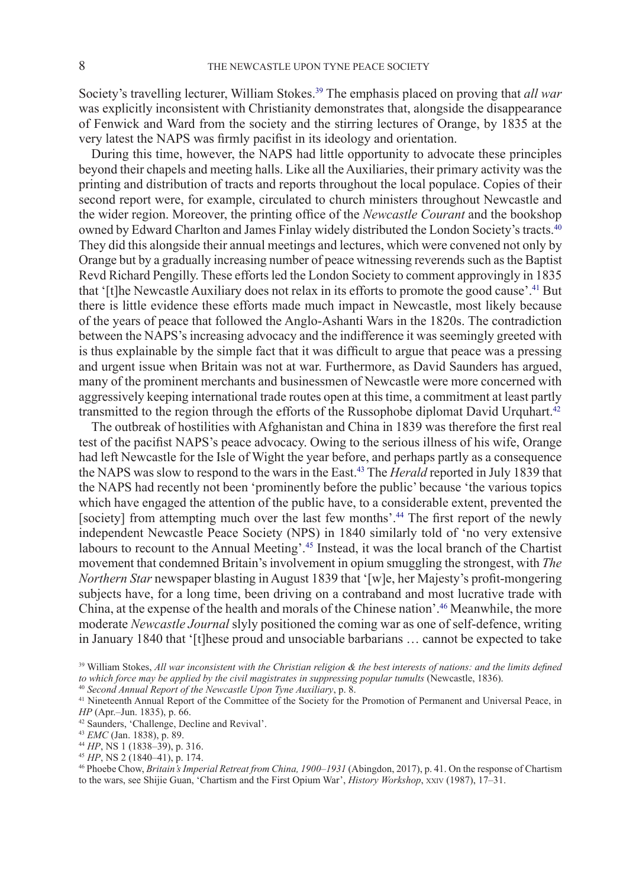Society's travelling lecturer, William Stokes.[39] The emphasis placed on proving that *all war* was explicitly inconsistent with Christianity demonstrates that, alongside the disappearance of Fenwick and Ward from the society and the stirring lectures of Orange, by 1835 at the very latest the NAPS was firmly pacifist in its ideology and orientation.

During this time, however, the NAPS had little opportunity to advocate these principles beyond their chapels and meeting halls. Like all the Auxiliaries, their primary activity was the printing and distribution of tracts and reports throughout the local populace. Copies of their second report were, for example, circulated to church ministers throughout Newcastle and the wider region. Moreover, the printing office of the *Newcastle Courant* and the bookshop owned by Edward Charlton and James Finlay widely distributed the London Society's tracts.[40] They did this alongside their annual meetings and lectures, which were convened not only by Orange but by a gradually increasing number of peace witnessing reverends such as the Baptist Revd Richard Pengilly. These efforts led the London Society to comment approvingly in 1835 that '[t]he Newcastle Auxiliary does not relax in its efforts to promote the good cause'.[41] But there is little evidence these efforts made much impact in Newcastle, most likely because of the years of peace that followed the Anglo-Ashanti Wars in the 1820s. The contradiction between the NAPS's increasing advocacy and the indifference it was seemingly greeted with is thus explainable by the simple fact that it was difficult to argue that peace was a pressing and urgent issue when Britain was not at war. Furthermore, as David Saunders has argued, many of the prominent merchants and businessmen of Newcastle were more concerned with aggressively keeping international trade routes open at this time, a commitment at least partly transmitted to the region through the efforts of the Russophobe diplomat David Urquhart.[42]

The outbreak of hostilities with Afghanistan and China in 1839 was therefore the first real test of the pacifist NAPS's peace advocacy. Owing to the serious illness of his wife, Orange had left Newcastle for the Isle of Wight the year before, and perhaps partly as a consequence the NAPS was slow to respond to the wars in the East.[43] The *Herald* reported in July 1839 that the NAPS had recently not been 'prominently before the public' because 'the various topics which have engaged the attention of the public have, to a considerable extent, prevented the [society] from attempting much over the last few months'.[44] The first report of the newly independent Newcastle Peace Society (NPS) in 1840 similarly told of 'no very extensive labours to recount to the Annual Meeting'.[45] Instead, it was the local branch of the Chartist movement that condemned Britain's involvement in opium smuggling the strongest, with *The Northern Star* newspaper blasting in August 1839 that '[w]e, her Majesty's profit-mongering subjects have, for a long time, been driving on a contraband and most lucrative trade with China, at the expense of the health and morals of the Chinese nation'.[46] Meanwhile, the more moderate *Newcastle Journal* slyly positioned the coming war as one of self-defence, writing in January 1840 that '[t]hese proud and unsociable barbarians … cannot be expected to take

[39] William Stokes, *All war inconsistent with the Christian religion & the best interests of nations: and the limits defined to which force may be applied by the civil magistrates in suppressing popular tumults* (Newcastle, 1836).

[40] *Second Annual Report of the Newcastle Upon Tyne Auxiliary*, p. 8.

[41] Nineteenth Annual Report of the Committee of the Society for the Promotion of Permanent and Universal Peace, in *HP* (Apr.–Jun. 1835), p. 66.

[42] Saunders, 'Challenge, Decline and Revival'.

[43] *EMC* (Jan. 1838), p. 89.

[44] *HP*, NS 1 (1838–39), p. 316.

[45] *HP*, NS 2 (1840–41), p. 174.

[46] Phoebe Chow, *Britain's Imperial Retreat from China, 1900–1931* (Abingdon, 2017), p. 41. On the response of Chartism to the wars, see Shijie Guan, 'Chartism and the First Opium War', *History Workshop*, XXIV (1987), 17–31.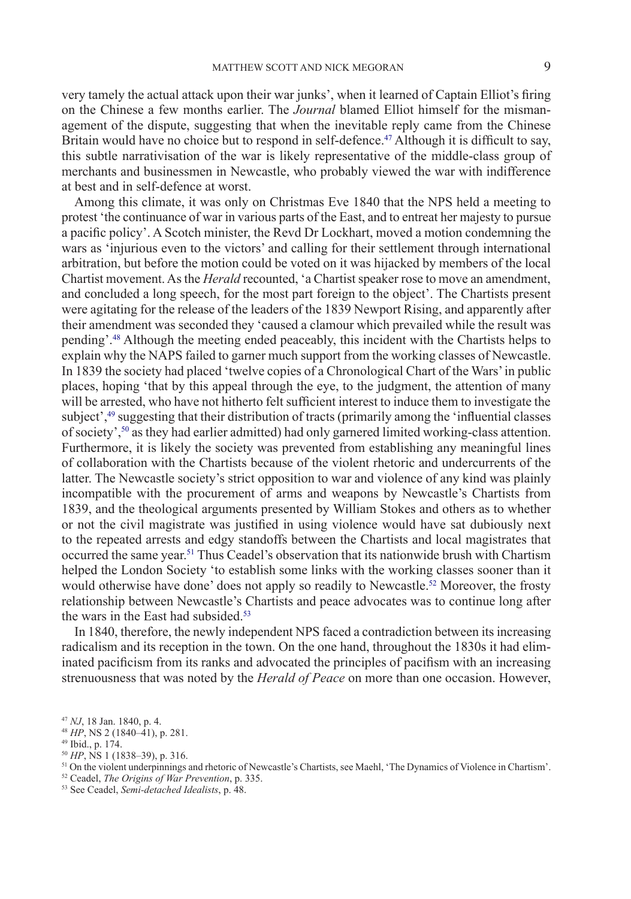very tamely the actual attack upon their war junks', when it learned of Captain Elliot's firing on the Chinese a few months earlier. The *Journal* blamed Elliot himself for the mismanagement of the dispute, suggesting that when the inevitable reply came from the Chinese Britain would have no choice but to respond in self-defence.[47] Although it is difficult to say, this subtle narrativisation of the war is likely representative of the middle-class group of merchants and businessmen in Newcastle, who probably viewed the war with indifference at best and in self-defence at worst.

Among this climate, it was only on Christmas Eve 1840 that the NPS held a meeting to protest 'the continuance of war in various parts of the East, and to entreat her majesty to pursue a pacific policy'. A Scotch minister, the Revd Dr Lockhart, moved a motion condemning the wars as 'injurious even to the victors' and calling for their settlement through international arbitration, but before the motion could be voted on it was hijacked by members of the local Chartist movement. As the *Herald* recounted, 'a Chartist speaker rose to move an amendment, and concluded a long speech, for the most part foreign to the object'. The Chartists present were agitating for the release of the leaders of the 1839 Newport Rising, and apparently after their amendment was seconded they 'caused a clamour which prevailed while the result was pending'.[48] Although the meeting ended peaceably, this incident with the Chartists helps to explain why the NAPS failed to garner much support from the working classes of Newcastle. In 1839 the society had placed 'twelve copies of a Chronological Chart of the Wars' in public places, hoping 'that by this appeal through the eye, to the judgment, the attention of many will be arrested, who have not hitherto felt sufficient interest to induce them to investigate the subject',[49] suggesting that their distribution of tracts (primarily among the 'influential classes of society',[50] as they had earlier admitted) had only garnered limited working-class attention. Furthermore, it is likely the society was prevented from establishing any meaningful lines of collaboration with the Chartists because of the violent rhetoric and undercurrents of the latter. The Newcastle society's strict opposition to war and violence of any kind was plainly incompatible with the procurement of arms and weapons by Newcastle's Chartists from 1839, and the theological arguments presented by William Stokes and others as to whether or not the civil magistrate was justified in using violence would have sat dubiously next to the repeated arrests and edgy standoffs between the Chartists and local magistrates that occurred the same year.[51] Thus Ceadel's observation that its nationwide brush with Chartism helped the London Society 'to establish some links with the working classes sooner than it would otherwise have done' does not apply so readily to Newcastle.[52] Moreover, the frosty relationship between Newcastle's Chartists and peace advocates was to continue long after the wars in the East had subsided.[53]

In 1840, therefore, the newly independent NPS faced a contradiction between its increasing radicalism and its reception in the town. On the one hand, throughout the 1830s it had eliminated pacificism from its ranks and advocated the principles of pacifism with an increasing strenuousness that was noted by the *Herald of Peace* on more than one occasion. However,

[47] *NJ*, 18 Jan. 1840, p. 4.

[48] *HP*, NS 2 (1840–41), p. 281.

[49] Ibid., p. 174.

[50] *HP*, NS 1 (1838–39), p. 316.

[51] On the violent underpinnings and rhetoric of Newcastle's Chartists, see Maehl, 'The Dynamics of Violence in Chartism'.

[52] Ceadel, *The Origins of War Prevention*, p. 335.

[53] See Ceadel, *Semi-detached Idealists*, p. 48.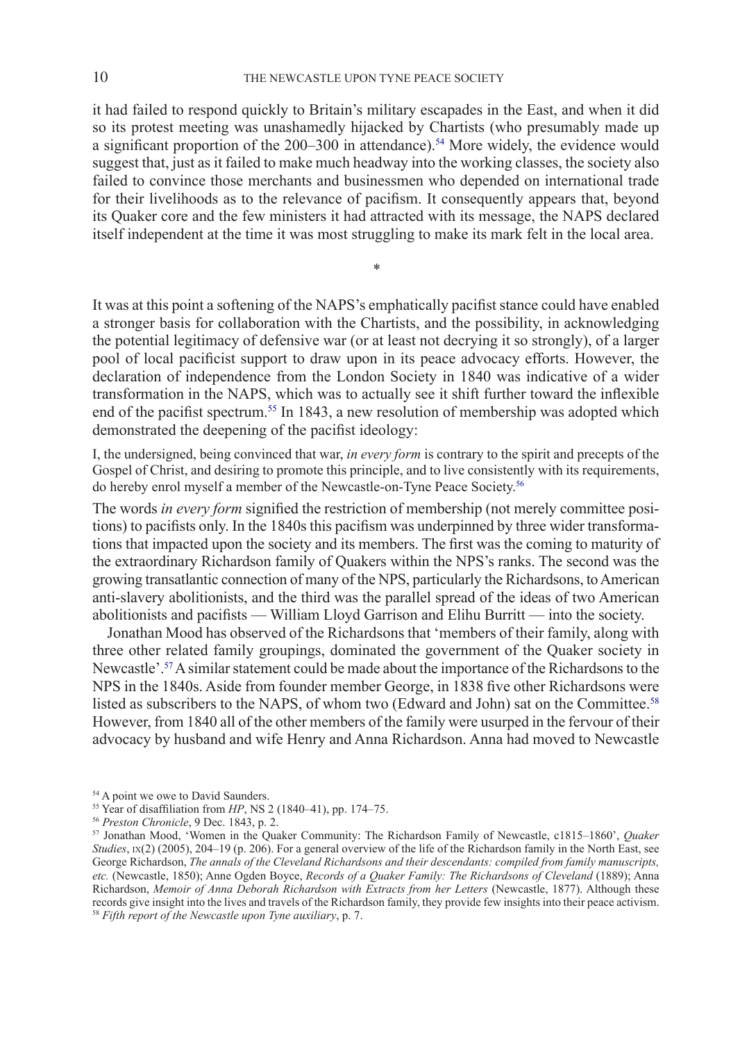it had failed to respond quickly to Britain's military escapades in the East, and when it did so its protest meeting was unashamedly hijacked by Chartists (who presumably made up a significant proportion of the 200–300 in attendance).[54] More widely, the evidence would suggest that, just as it failed to make much headway into the working classes, the society also failed to convince those merchants and businessmen who depended on international trade for their livelihoods as to the relevance of pacifism. It consequently appears that, beyond its Quaker core and the few ministers it had attracted with its message, the NAPS declared itself independent at the time it was most struggling to make its mark felt in the local area.

*

It was at this point a softening of the NAPS's emphatically pacifist stance could have enabled a stronger basis for collaboration with the Chartists, and the possibility, in acknowledging the potential legitimacy of defensive war (or at least not decrying it so strongly), of a larger pool of local pacificist support to draw upon in its peace advocacy efforts. However, the declaration of independence from the London Society in 1840 was indicative of a wider transformation in the NAPS, which was to actually see it shift further toward the inflexible end of the pacifist spectrum.[55] In 1843, a new resolution of membership was adopted which demonstrated the deepening of the pacifist ideology:

> I, the undersigned, being convinced that war, *in every form* is contrary to the spirit and precepts of the Gospel of Christ, and desiring to promote this principle, and to live consistently with its requirements, do hereby enrol myself a member of the Newcastle-on-Tyne Peace Society.[56]

The words *in every form* signified the restriction of membership (not merely committee positions) to pacifists only. In the 1840s this pacifism was underpinned by three wider transformations that impacted upon the society and its members. The first was the coming to maturity of the extraordinary Richardson family of Quakers within the NPS's ranks. The second was the growing transatlantic connection of many of the NPS, particularly the Richardsons, to American anti-slavery abolitionists, and the third was the parallel spread of the ideas of two American abolitionists and pacifists — William Lloyd Garrison and Elihu Burritt — into the society.

Jonathan Mood has observed of the Richardsons that 'members of their family, along with three other related family groupings, dominated the government of the Quaker society in Newcastle'.[57] A similar statement could be made about the importance of the Richardsons to the NPS in the 1840s. Aside from founder member George, in 1838 five other Richardsons were listed as subscribers to the NAPS, of whom two (Edward and John) sat on the Committee.[58] However, from 1840 all of the other members of the family were usurped in the fervour of their advocacy by husband and wife Henry and Anna Richardson. Anna had moved to Newcastle

[54] A point we owe to David Saunders.

[55] Year of disaffiliation from *HP*, NS 2 (1840–41), pp. 174–75.

[56] *Preston Chronicle*, 9 Dec. 1843, p. 2.

[57] Jonathan Mood, 'Women in the Quaker Community: The Richardson Family of Newcastle, c1815–1860', *Quaker Studies*, IX(2) (2005), 204–19 (p. 206). For a general overview of the life of the Richardson family in the North East, see George Richardson, *The annals of the Cleveland Richardsons and their descendants: compiled from family manuscripts, etc.* (Newcastle, 1850); Anne Ogden Boyce, *Records of a Quaker Family: The Richardsons of Cleveland* (1889); Anna Richardson, *Memoir of Anna Deborah Richardson with Extracts from her Letters* (Newcastle, 1877). Although these records give insight into the lives and travels of the Richardson family, they provide few insights into their peace activism.

[58] *Fifth report of the Newcastle upon Tyne auxiliary*, p. 7.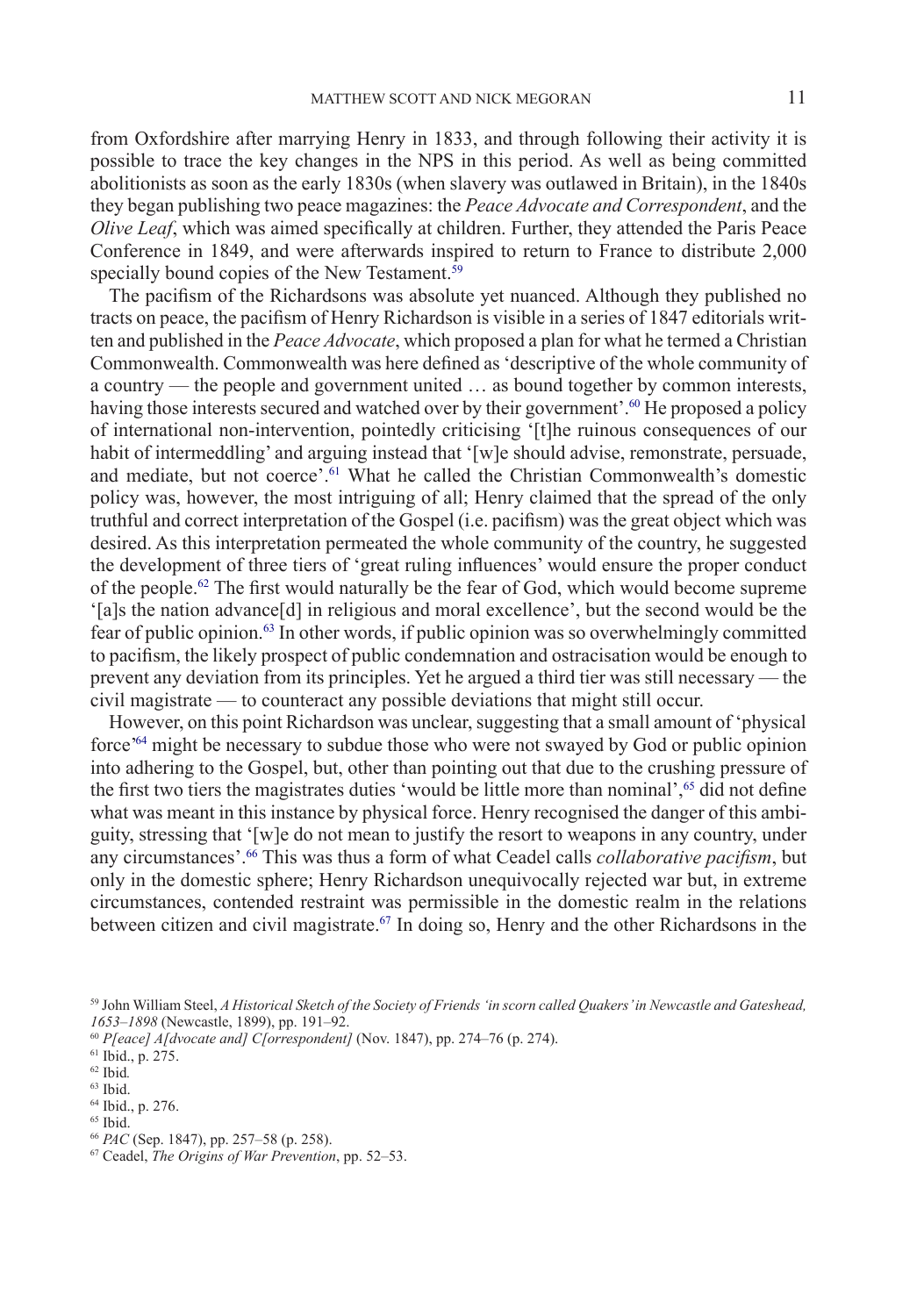from Oxfordshire after marrying Henry in 1833, and through following their activity it is possible to trace the key changes in the NPS in this period. As well as being committed abolitionists as soon as the early 1830s (when slavery was outlawed in Britain), in the 1840s they began publishing two peace magazines: the *Peace Advocate and Correspondent*, and the *Olive Leaf*, which was aimed specifically at children. Further, they attended the Paris Peace Conference in 1849, and were afterwards inspired to return to France to distribute 2,000 specially bound copies of the New Testament.[59]

The pacifism of the Richardsons was absolute yet nuanced. Although they published no tracts on peace, the pacifism of Henry Richardson is visible in a series of 1847 editorials written and published in the *Peace Advocate*, which proposed a plan for what he termed a Christian Commonwealth. Commonwealth was here defined as 'descriptive of the whole community of a country — the people and government united … as bound together by common interests, having those interests secured and watched over by their government'.[60] He proposed a policy of international non-intervention, pointedly criticising '[t]he ruinous consequences of our habit of intermeddling' and arguing instead that '[w]e should advise, remonstrate, persuade, and mediate, but not coerce'.[61] What he called the Christian Commonwealth's domestic policy was, however, the most intriguing of all; Henry claimed that the spread of the only truthful and correct interpretation of the Gospel (i.e. pacifism) was the great object which was desired. As this interpretation permeated the whole community of the country, he suggested the development of three tiers of 'great ruling influences' would ensure the proper conduct of the people.[62] The first would naturally be the fear of God, which would become supreme '[a]s the nation advance[d] in religious and moral excellence', but the second would be the fear of public opinion.[63] In other words, if public opinion was so overwhelmingly committed to pacifism, the likely prospect of public condemnation and ostracisation would be enough to prevent any deviation from its principles. Yet he argued a third tier was still necessary — the civil magistrate — to counteract any possible deviations that might still occur.

However, on this point Richardson was unclear, suggesting that a small amount of 'physical force'[64] might be necessary to subdue those who were not swayed by God or public opinion into adhering to the Gospel, but, other than pointing out that due to the crushing pressure of the first two tiers the magistrates duties 'would be little more than nominal',[65] did not define what was meant in this instance by physical force. Henry recognised the danger of this ambiguity, stressing that '[w]e do not mean to justify the resort to weapons in any country, under any circumstances'.[66] This was thus a form of what Ceadel calls *collaborative pacifism*, but only in the domestic sphere; Henry Richardson unequivocally rejected war but, in extreme circumstances, contended restraint was permissible in the domestic realm in the relations between citizen and civil magistrate.[67] In doing so, Henry and the other Richardsons in the

[59] John William Steel, *A Historical Sketch of the Society of Friends 'in scorn called Quakers' in Newcastle and Gateshead, 1653–1898* (Newcastle, 1899), pp. 191–92.

[60] *P[eace] A[dvocate and] C[orrespondent]* (Nov. 1847), pp. 274–76 (p. 274).

[61] Ibid., p. 275.

[62] Ibid.

[63] Ibid.

[64] Ibid., p. 276.

[65] Ibid.

[66] *PAC* (Sep. 1847), pp. 257–58 (p. 258).

[67] Ceadel, *The Origins of War Prevention*, pp. 52–53.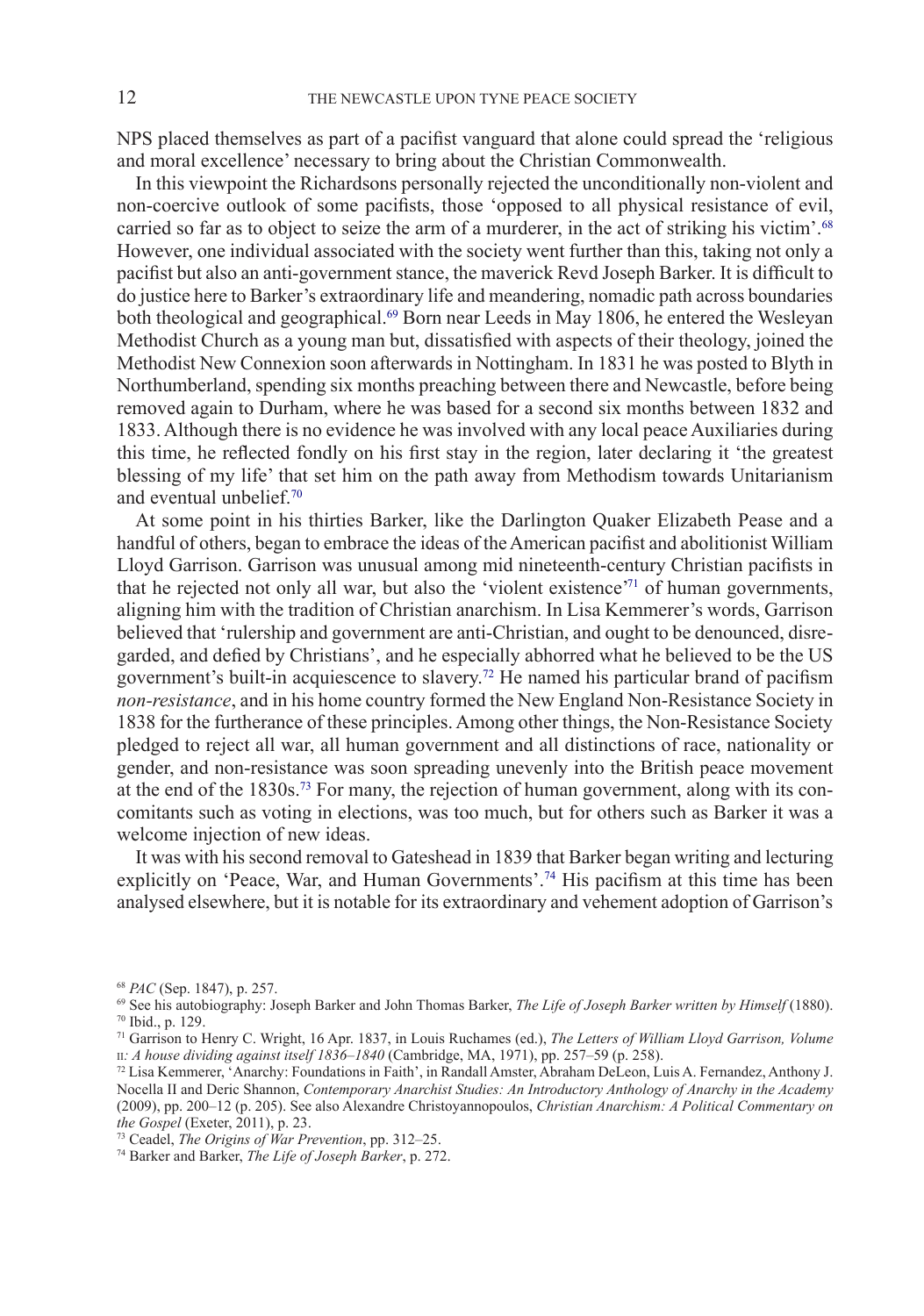NPS placed themselves as part of a pacifist vanguard that alone could spread the 'religious and moral excellence' necessary to bring about the Christian Commonwealth.

In this viewpoint the Richardsons personally rejected the unconditionally non-violent and non-coercive outlook of some pacifists, those 'opposed to all physical resistance of evil, carried so far as to object to seize the arm of a murderer, in the act of striking his victim'.[68] However, one individual associated with the society went further than this, taking not only a pacifist but also an anti-government stance, the maverick Revd Joseph Barker. It is difficult to do justice here to Barker's extraordinary life and meandering, nomadic path across boundaries both theological and geographical.[69] Born near Leeds in May 1806, he entered the Wesleyan Methodist Church as a young man but, dissatisfied with aspects of their theology, joined the Methodist New Connexion soon afterwards in Nottingham. In 1831 he was posted to Blyth in Northumberland, spending six months preaching between there and Newcastle, before being removed again to Durham, where he was based for a second six months between 1832 and 1833. Although there is no evidence he was involved with any local peace Auxiliaries during this time, he reflected fondly on his first stay in the region, later declaring it 'the greatest blessing of my life' that set him on the path away from Methodism towards Unitarianism and eventual unbelief.[70]

At some point in his thirties Barker, like the Darlington Quaker Elizabeth Pease and a handful of others, began to embrace the ideas of the American pacifist and abolitionist William Lloyd Garrison. Garrison was unusual among mid nineteenth-century Christian pacifists in that he rejected not only all war, but also the 'violent existence'[71] of human governments, aligning him with the tradition of Christian anarchism. In Lisa Kemmerer's words, Garrison believed that 'rulership and government are anti-Christian, and ought to be denounced, disregarded, and defied by Christians', and he especially abhorred what he believed to be the US government's built-in acquiescence to slavery.[72] He named his particular brand of pacifism *non-resistance*, and in his home country formed the New England Non-Resistance Society in 1838 for the furtherance of these principles. Among other things, the Non-Resistance Society pledged to reject all war, all human government and all distinctions of race, nationality or gender, and non-resistance was soon spreading unevenly into the British peace movement at the end of the 1830s.[73] For many, the rejection of human government, along with its concomitants such as voting in elections, was too much, but for others such as Barker it was a welcome injection of new ideas.

It was with his second removal to Gateshead in 1839 that Barker began writing and lecturing explicitly on 'Peace, War, and Human Governments'.[74] His pacifism at this time has been analysed elsewhere, but it is notable for its extraordinary and vehement adoption of Garrison's

---

[68] *PAC* (Sep. 1847), p. 257.

[69] See his autobiography: Joseph Barker and John Thomas Barker, *The Life of Joseph Barker written by Himself* (1880).

[70] Ibid., p. 129.

[71] Garrison to Henry C. Wright, 16 Apr. 1837, in Louis Ruchames (ed.), *The Letters of William Lloyd Garrison, Volume* II*: A house dividing against itself 1836–1840* (Cambridge, MA, 1971), pp. 257–59 (p. 258).

[72] Lisa Kemmerer, 'Anarchy: Foundations in Faith', in Randall Amster, Abraham DeLeon, Luis A. Fernandez, Anthony J. Nocella II and Deric Shannon, *Contemporary Anarchist Studies: An Introductory Anthology of Anarchy in the Academy* (2009), pp. 200–12 (p. 205). See also Alexandre Christoyannopoulos, *Christian Anarchism: A Political Commentary on the Gospel* (Exeter, 2011), p. 23.

[73] Ceadel, *The Origins of War Prevention*, pp. 312–25.

[74] Barker and Barker, *The Life of Joseph Barker*, p. 272.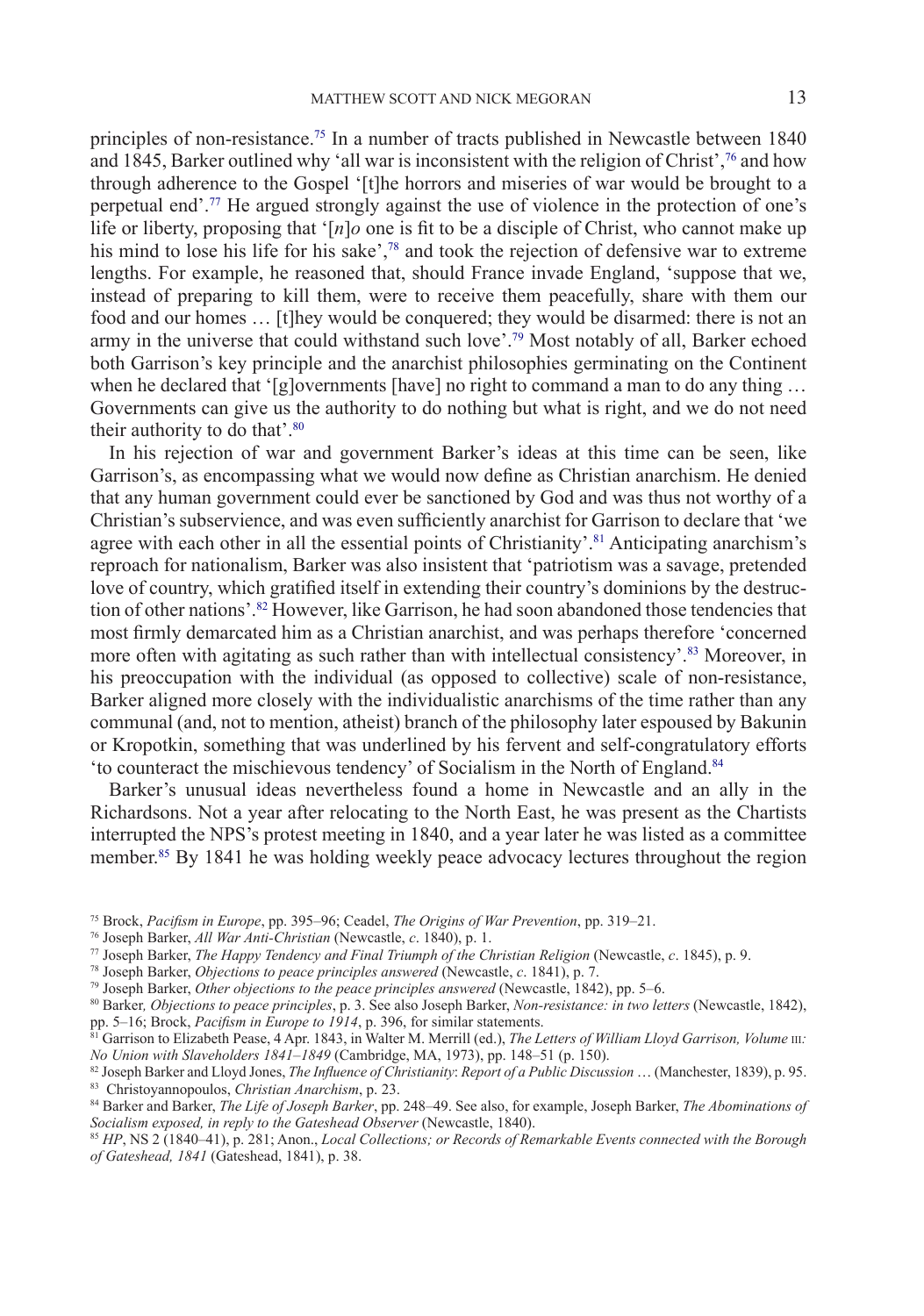principles of non-resistance.[75] In a number of tracts published in Newcastle between 1840 and 1845, Barker outlined why 'all war is inconsistent with the religion of Christ',[76] and how through adherence to the Gospel '[t]he horrors and miseries of war would be brought to a perpetual end'.[77] He argued strongly against the use of violence in the protection of one's life or liberty, proposing that '[*n*]*o* one is fit to be a disciple of Christ, who cannot make up his mind to lose his life for his sake',[78] and took the rejection of defensive war to extreme lengths. For example, he reasoned that, should France invade England, 'suppose that we, instead of preparing to kill them, were to receive them peacefully, share with them our food and our homes … [t]hey would be conquered; they would be disarmed: there is not an army in the universe that could withstand such love'.[79] Most notably of all, Barker echoed both Garrison's key principle and the anarchist philosophies germinating on the Continent when he declared that '[g]overnments [have] no right to command a man to do any thing … Governments can give us the authority to do nothing but what is right, and we do not need their authority to do that'.[80]

In his rejection of war and government Barker's ideas at this time can be seen, like Garrison's, as encompassing what we would now define as Christian anarchism. He denied that any human government could ever be sanctioned by God and was thus not worthy of a Christian's subservience, and was even sufficiently anarchist for Garrison to declare that 'we agree with each other in all the essential points of Christianity'.[81] Anticipating anarchism's reproach for nationalism, Barker was also insistent that 'patriotism was a savage, pretended love of country, which gratified itself in extending their country's dominions by the destruction of other nations'.[82] However, like Garrison, he had soon abandoned those tendencies that most firmly demarcated him as a Christian anarchist, and was perhaps therefore 'concerned more often with agitating as such rather than with intellectual consistency'.[83] Moreover, in his preoccupation with the individual (as opposed to collective) scale of non-resistance, Barker aligned more closely with the individualistic anarchisms of the time rather than any communal (and, not to mention, atheist) branch of the philosophy later espoused by Bakunin or Kropotkin, something that was underlined by his fervent and self-congratulatory efforts 'to counteract the mischievous tendency' of Socialism in the North of England.[84]

Barker's unusual ideas nevertheless found a home in Newcastle and an ally in the Richardsons. Not a year after relocating to the North East, he was present as the Chartists interrupted the NPS's protest meeting in 1840, and a year later he was listed as a committee member.[85] By 1841 he was holding weekly peace advocacy lectures throughout the region

---

[75] Brock, *Pacifism in Europe*, pp. 395–96; Ceadel, *The Origins of War Prevention*, pp. 319–21.

[76] Joseph Barker, *All War Anti-Christian* (Newcastle, *c*. 1840), p. 1.

[77] Joseph Barker, *The Happy Tendency and Final Triumph of the Christian Religion* (Newcastle, *c*. 1845), p. 9.

[78] Joseph Barker, *Objections to peace principles answered* (Newcastle, *c*. 1841), p. 7.

[79] Joseph Barker, *Other objections to the peace principles answered* (Newcastle, 1842), pp. 5–6.

[80] Barker*, Objections to peace principles*, p. 3. See also Joseph Barker, *Non-resistance: in two letters* (Newcastle, 1842), pp. 5–16; Brock, *Pacifism in Europe to 1914*, p. 396, for similar statements.

[81] Garrison to Elizabeth Pease, 4 Apr. 1843, in Walter M. Merrill (ed.), *The Letters of William Lloyd Garrison, Volume* III*: No Union with Slaveholders 1841–1849* (Cambridge, MA, 1973), pp. 148–51 (p. 150).

[82] Joseph Barker and Lloyd Jones, *The Influence of Christianity*: *Report of a Public Discussion* … (Manchester, 1839), p. 95.

[83] Christoyannopoulos, *Christian Anarchism*, p. 23.

[84] Barker and Barker, *The Life of Joseph Barker*, pp. 248–49. See also, for example, Joseph Barker, *The Abominations of Socialism exposed, in reply to the Gateshead Observer* (Newcastle, 1840).

[85] *HP*, NS 2 (1840–41), p. 281; Anon., *Local Collections; or Records of Remarkable Events connected with the Borough of Gateshead, 1841* (Gateshead, 1841), p. 38.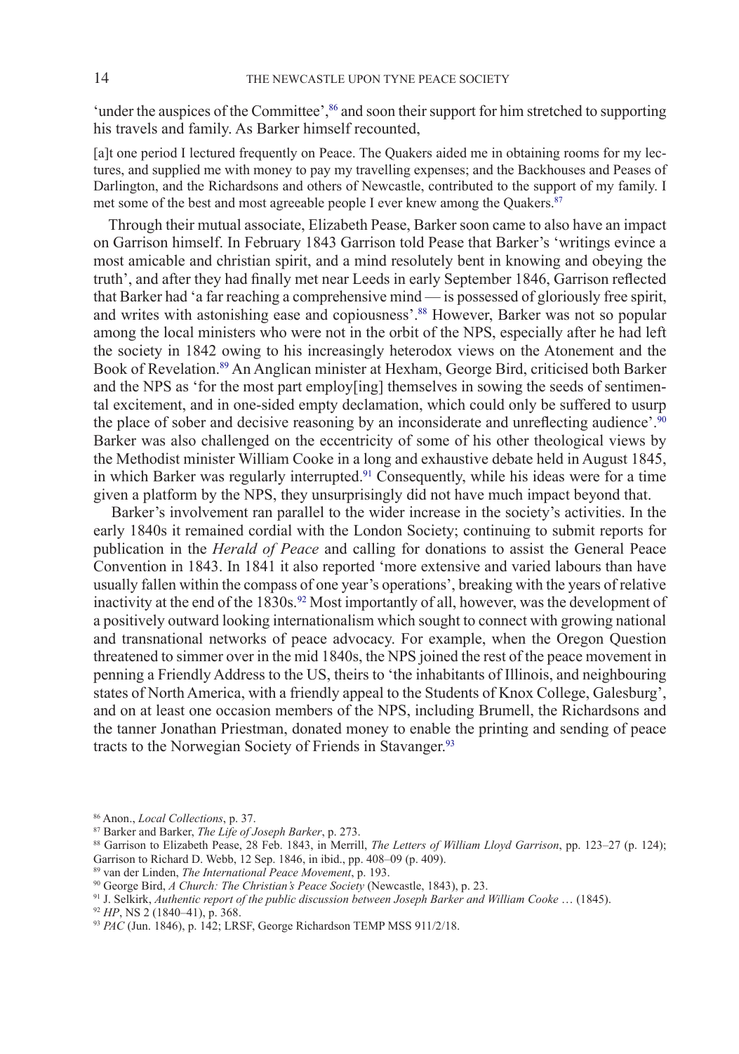'under the auspices of the Committee',[86] and soon their support for him stretched to supporting his travels and family. As Barker himself recounted,

> [a]t one period I lectured frequently on Peace. The Quakers aided me in obtaining rooms for my lectures, and supplied me with money to pay my travelling expenses; and the Backhouses and Peases of Darlington, and the Richardsons and others of Newcastle, contributed to the support of my family. I met some of the best and most agreeable people I ever knew among the Quakers.[87]

Through their mutual associate, Elizabeth Pease, Barker soon came to also have an impact on Garrison himself. In February 1843 Garrison told Pease that Barker's 'writings evince a most amicable and christian spirit, and a mind resolutely bent in knowing and obeying the truth', and after they had finally met near Leeds in early September 1846, Garrison reflected that Barker had 'a far reaching a comprehensive mind — is possessed of gloriously free spirit, and writes with astonishing ease and copiousness'.[88] However, Barker was not so popular among the local ministers who were not in the orbit of the NPS, especially after he had left the society in 1842 owing to his increasingly heterodox views on the Atonement and the Book of Revelation.[89] An Anglican minister at Hexham, George Bird, criticised both Barker and the NPS as 'for the most part employ[ing] themselves in sowing the seeds of sentimental excitement, and in one-sided empty declamation, which could only be suffered to usurp the place of sober and decisive reasoning by an inconsiderate and unreflecting audience'.[90] Barker was also challenged on the eccentricity of some of his other theological views by the Methodist minister William Cooke in a long and exhaustive debate held in August 1845, in which Barker was regularly interrupted.[91] Consequently, while his ideas were for a time given a platform by the NPS, they unsurprisingly did not have much impact beyond that.

Barker's involvement ran parallel to the wider increase in the society's activities. In the early 1840s it remained cordial with the London Society; continuing to submit reports for publication in the *Herald of Peace* and calling for donations to assist the General Peace Convention in 1843. In 1841 it also reported 'more extensive and varied labours than have usually fallen within the compass of one year's operations', breaking with the years of relative inactivity at the end of the 1830s.[92] Most importantly of all, however, was the development of a positively outward looking internationalism which sought to connect with growing national and transnational networks of peace advocacy. For example, when the Oregon Question threatened to simmer over in the mid 1840s, the NPS joined the rest of the peace movement in penning a Friendly Address to the US, theirs to 'the inhabitants of Illinois, and neighbouring states of North America, with a friendly appeal to the Students of Knox College, Galesburg', and on at least one occasion members of the NPS, including Brumell, the Richardsons and the tanner Jonathan Priestman, donated money to enable the printing and sending of peace tracts to the Norwegian Society of Friends in Stavanger.[93]

---

[86] Anon., *Local Collections*, p. 37.

[87] Barker and Barker, *The Life of Joseph Barker*, p. 273.

[88] Garrison to Elizabeth Pease, 28 Feb. 1843, in Merrill, *The Letters of William Lloyd Garrison*, pp. 123–27 (p. 124); Garrison to Richard D. Webb, 12 Sep. 1846, in ibid., pp. 408–09 (p. 409).

[89] van der Linden, *The International Peace Movement*, p. 193.

[90] George Bird, *A Church: The Christian's Peace Society* (Newcastle, 1843), p. 23.

[91] J. Selkirk, *Authentic report of the public discussion between Joseph Barker and William Cooke …* (1845).

[92] *HP*, NS 2 (1840–41), p. 368.

[93] *PAC* (Jun. 1846), p. 142; LRSF, George Richardson TEMP MSS 911/2/18.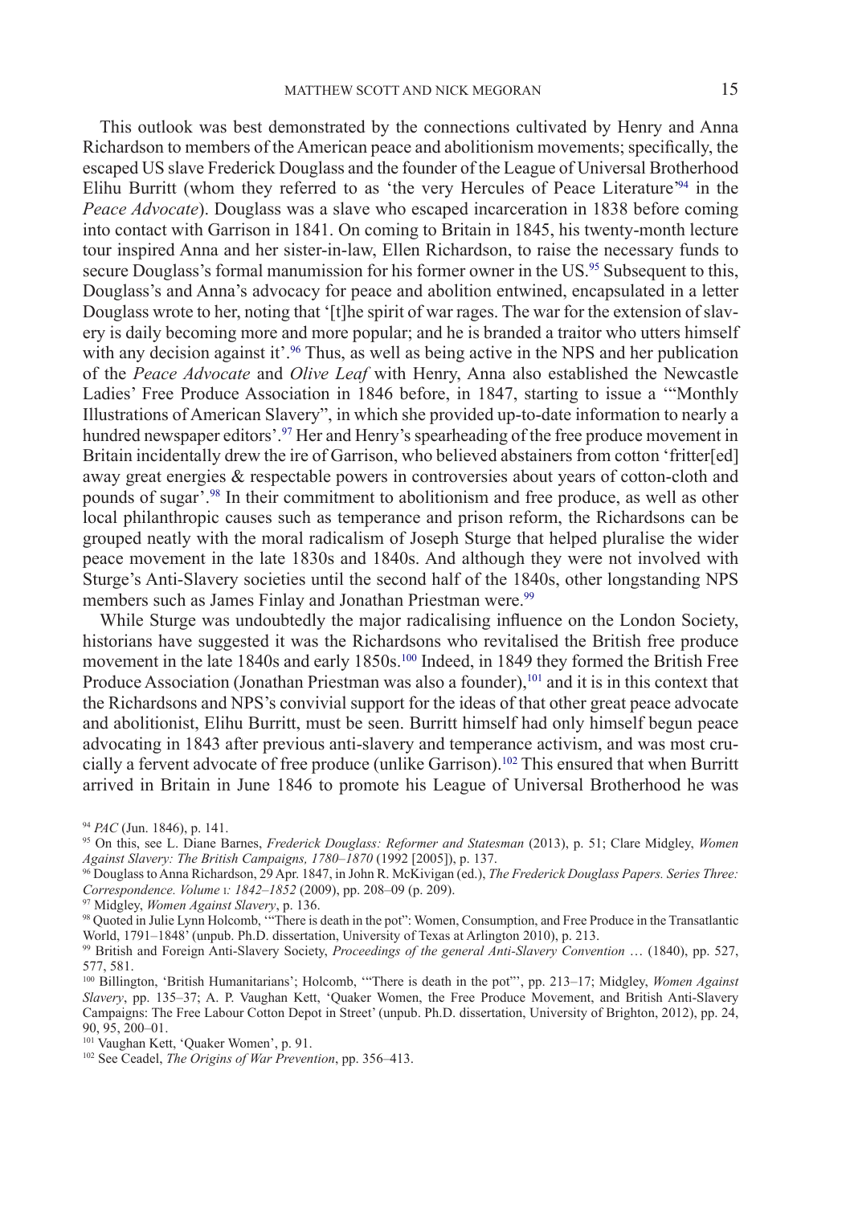This outlook was best demonstrated by the connections cultivated by Henry and Anna Richardson to members of the American peace and abolitionism movements; specifically, the escaped US slave Frederick Douglass and the founder of the League of Universal Brotherhood Elihu Burritt (whom they referred to as 'the very Hercules of Peace Literature'[94] in the *Peace Advocate*). Douglass was a slave who escaped incarceration in 1838 before coming into contact with Garrison in 1841. On coming to Britain in 1845, his twenty-month lecture tour inspired Anna and her sister-in-law, Ellen Richardson, to raise the necessary funds to secure Douglass's formal manumission for his former owner in the US.[95] Subsequent to this, Douglass's and Anna's advocacy for peace and abolition entwined, encapsulated in a letter Douglass wrote to her, noting that '[t]he spirit of war rages. The war for the extension of slavery is daily becoming more and more popular; and he is branded a traitor who utters himself with any decision against it'.[96] Thus, as well as being active in the NPS and her publication of the *Peace Advocate* and *Olive Leaf* with Henry, Anna also established the Newcastle Ladies' Free Produce Association in 1846 before, in 1847, starting to issue a '"Monthly Illustrations of American Slavery", in which she provided up-to-date information to nearly a hundred newspaper editors'.[97] Her and Henry's spearheading of the free produce movement in Britain incidentally drew the ire of Garrison, who believed abstainers from cotton 'fritter[ed] away great energies & respectable powers in controversies about years of cotton-cloth and pounds of sugar'.[98] In their commitment to abolitionism and free produce, as well as other local philanthropic causes such as temperance and prison reform, the Richardsons can be grouped neatly with the moral radicalism of Joseph Sturge that helped pluralise the wider peace movement in the late 1830s and 1840s. And although they were not involved with Sturge's Anti-Slavery societies until the second half of the 1840s, other longstanding NPS members such as James Finlay and Jonathan Priestman were.[99]

While Sturge was undoubtedly the major radicalising influence on the London Society, historians have suggested it was the Richardsons who revitalised the British free produce movement in the late 1840s and early 1850s.[100] Indeed, in 1849 they formed the British Free Produce Association (Jonathan Priestman was also a founder),[101] and it is in this context that the Richardsons and NPS's convivial support for the ideas of that other great peace advocate and abolitionist, Elihu Burritt, must be seen. Burritt himself had only himself begun peace advocating in 1843 after previous anti-slavery and temperance activism, and was most crucially a fervent advocate of free produce (unlike Garrison).[102] This ensured that when Burritt arrived in Britain in June 1846 to promote his League of Universal Brotherhood he was

[94] *PAC* (Jun. 1846), p. 141.

[95] On this, see L. Diane Barnes, *Frederick Douglass: Reformer and Statesman* (2013), p. 51; Clare Midgley, *Women Against Slavery: The British Campaigns, 1780–1870* (1992 [2005]), p. 137.

[96] Douglass to Anna Richardson, 29 Apr. 1847, in John R. McKivigan (ed.), *The Frederick Douglass Papers. Series Three: Correspondence. Volume I: 1842–1852* (2009), pp. 208–09 (p. 209).

[97] Midgley, *Women Against Slavery*, p. 136.

[98] Quoted in Julie Lynn Holcomb, '"There is death in the pot": Women, Consumption, and Free Produce in the Transatlantic World, 1791–1848' (unpub. Ph.D. dissertation, University of Texas at Arlington 2010), p. 213.

[99] British and Foreign Anti-Slavery Society, *Proceedings of the general Anti-Slavery Convention* … (1840), pp. 527, 577, 581.

[100] Billington, 'British Humanitarians'; Holcomb, '"There is death in the pot"', pp. 213–17; Midgley, *Women Against Slavery*, pp. 135–37; A. P. Vaughan Kett, 'Quaker Women, the Free Produce Movement, and British Anti-Slavery Campaigns: The Free Labour Cotton Depot in Street' (unpub. Ph.D. dissertation, University of Brighton, 2012), pp. 24, 90, 95, 200–01.

[101] Vaughan Kett, 'Quaker Women', p. 91.

[102] See Ceadel, *The Origins of War Prevention*, pp. 356–413.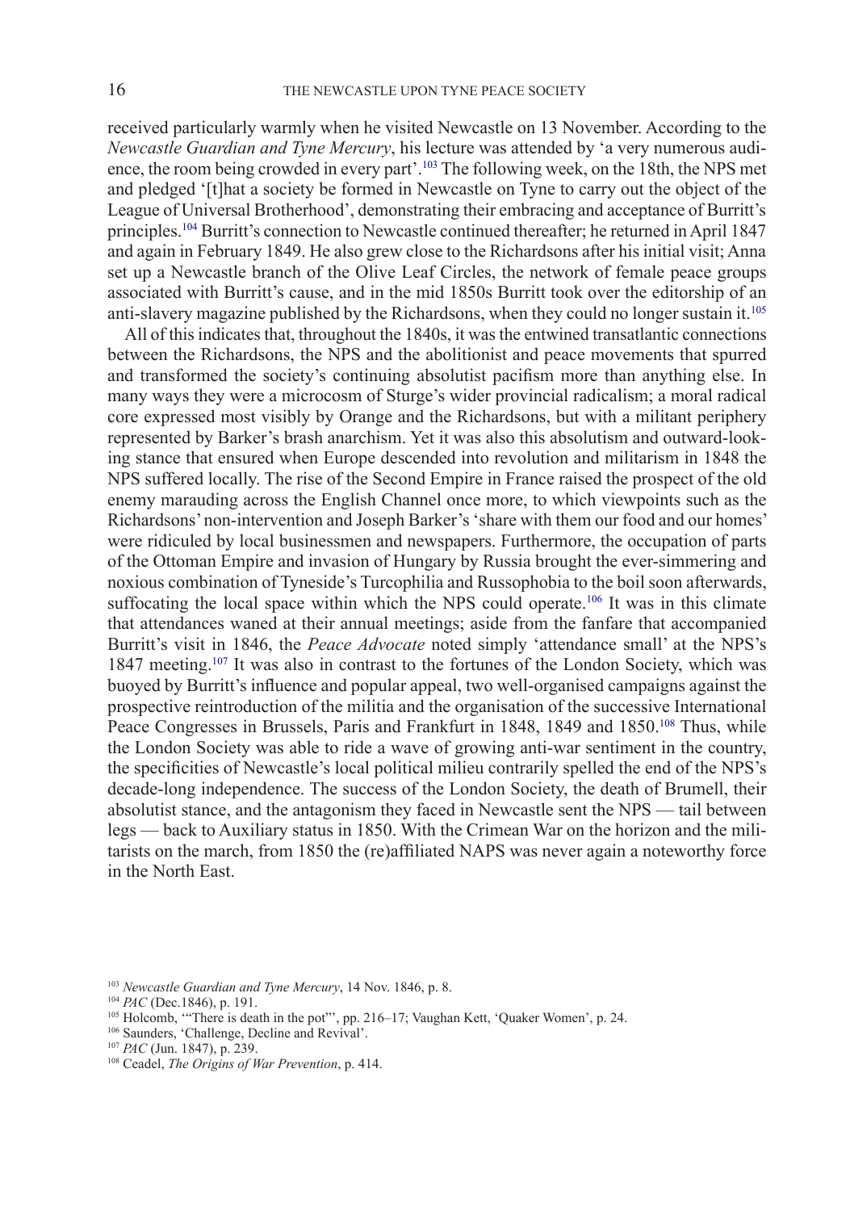received particularly warmly when he visited Newcastle on 13 November. According to the *Newcastle Guardian and Tyne Mercury*, his lecture was attended by 'a very numerous audience, the room being crowded in every part'.[103] The following week, on the 18th, the NPS met and pledged '[t]hat a society be formed in Newcastle on Tyne to carry out the object of the League of Universal Brotherhood', demonstrating their embracing and acceptance of Burritt's principles.[104] Burritt's connection to Newcastle continued thereafter; he returned in April 1847 and again in February 1849. He also grew close to the Richardsons after his initial visit; Anna set up a Newcastle branch of the Olive Leaf Circles, the network of female peace groups associated with Burritt's cause, and in the mid 1850s Burritt took over the editorship of an anti-slavery magazine published by the Richardsons, when they could no longer sustain it.[105]

All of this indicates that, throughout the 1840s, it was the entwined transatlantic connections between the Richardsons, the NPS and the abolitionist and peace movements that spurred and transformed the society's continuing absolutist pacifism more than anything else. In many ways they were a microcosm of Sturge's wider provincial radicalism; a moral radical core expressed most visibly by Orange and the Richardsons, but with a militant periphery represented by Barker's brash anarchism. Yet it was also this absolutism and outward-looking stance that ensured when Europe descended into revolution and militarism in 1848 the NPS suffered locally. The rise of the Second Empire in France raised the prospect of the old enemy marauding across the English Channel once more, to which viewpoints such as the Richardsons' non-intervention and Joseph Barker's 'share with them our food and our homes' were ridiculed by local businessmen and newspapers. Furthermore, the occupation of parts of the Ottoman Empire and invasion of Hungary by Russia brought the ever-simmering and noxious combination of Tyneside's Turcophilia and Russophobia to the boil soon afterwards, suffocating the local space within which the NPS could operate.[106] It was in this climate that attendances waned at their annual meetings; aside from the fanfare that accompanied Burritt's visit in 1846, the *Peace Advocate* noted simply 'attendance small' at the NPS's 1847 meeting.[107] It was also in contrast to the fortunes of the London Society, which was buoyed by Burritt's influence and popular appeal, two well-organised campaigns against the prospective reintroduction of the militia and the organisation of the successive International Peace Congresses in Brussels, Paris and Frankfurt in 1848, 1849 and 1850.[108] Thus, while the London Society was able to ride a wave of growing anti-war sentiment in the country, the specificities of Newcastle's local political milieu contrarily spelled the end of the NPS's decade-long independence. The success of the London Society, the death of Brumell, their absolutist stance, and the antagonism they faced in Newcastle sent the NPS — tail between legs — back to Auxiliary status in 1850. With the Crimean War on the horizon and the militarists on the march, from 1850 the (re)affiliated NAPS was never again a noteworthy force in the North East.

---

[103] *Newcastle Guardian and Tyne Mercury*, 14 Nov. 1846, p. 8.

[104] *PAC* (Dec.1846), p. 191.

[105] Holcomb, '"There is death in the pot"', pp. 216–17; Vaughan Kett, 'Quaker Women', p. 24.

[106] Saunders, 'Challenge, Decline and Revival'.

[107] *PAC* (Jun. 1847), p. 239.

[108] Ceadel, *The Origins of War Prevention*, p. 414.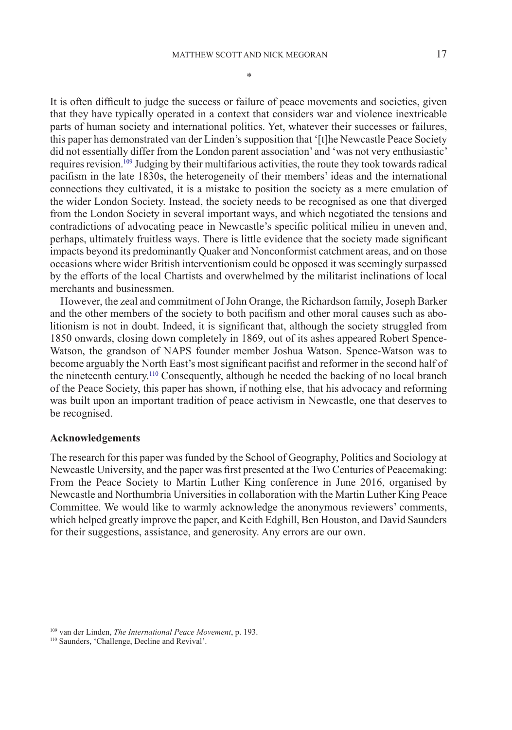\*

It is often difficult to judge the success or failure of peace movements and societies, given that they have typically operated in a context that considers war and violence inextricable parts of human society and international politics. Yet, whatever their successes or failures, this paper has demonstrated van der Linden's supposition that '[t]he Newcastle Peace Society did not essentially differ from the London parent association' and 'was not very enthusiastic' requires revision.[109] Judging by their multifarious activities, the route they took towards radical pacifism in the late 1830s, the heterogeneity of their members' ideas and the international connections they cultivated, it is a mistake to position the society as a mere emulation of the wider London Society. Instead, the society needs to be recognised as one that diverged from the London Society in several important ways, and which negotiated the tensions and contradictions of advocating peace in Newcastle's specific political milieu in uneven and, perhaps, ultimately fruitless ways. There is little evidence that the society made significant impacts beyond its predominantly Quaker and Nonconformist catchment areas, and on those occasions where wider British interventionism could be opposed it was seemingly surpassed by the efforts of the local Chartists and overwhelmed by the militarist inclinations of local merchants and businessmen.

However, the zeal and commitment of John Orange, the Richardson family, Joseph Barker and the other members of the society to both pacifism and other moral causes such as abolitionism is not in doubt. Indeed, it is significant that, although the society struggled from 1850 onwards, closing down completely in 1869, out of its ashes appeared Robert Spence-Watson, the grandson of NAPS founder member Joshua Watson. Spence-Watson was to become arguably the North East's most significant pacifist and reformer in the second half of the nineteenth century.[110] Consequently, although he needed the backing of no local branch of the Peace Society, this paper has shown, if nothing else, that his advocacy and reforming was built upon an important tradition of peace activism in Newcastle, one that deserves to be recognised.

### Acknowledgements

The research for this paper was funded by the School of Geography, Politics and Sociology at Newcastle University, and the paper was first presented at the Two Centuries of Peacemaking: From the Peace Society to Martin Luther King conference in June 2016, organised by Newcastle and Northumbria Universities in collaboration with the Martin Luther King Peace Committee. We would like to warmly acknowledge the anonymous reviewers' comments, which helped greatly improve the paper, and Keith Edghill, Ben Houston, and David Saunders for their suggestions, assistance, and generosity. Any errors are our own.

[109] van der Linden, *The International Peace Movement*, p. 193.

[110] Saunders, 'Challenge, Decline and Revival'.